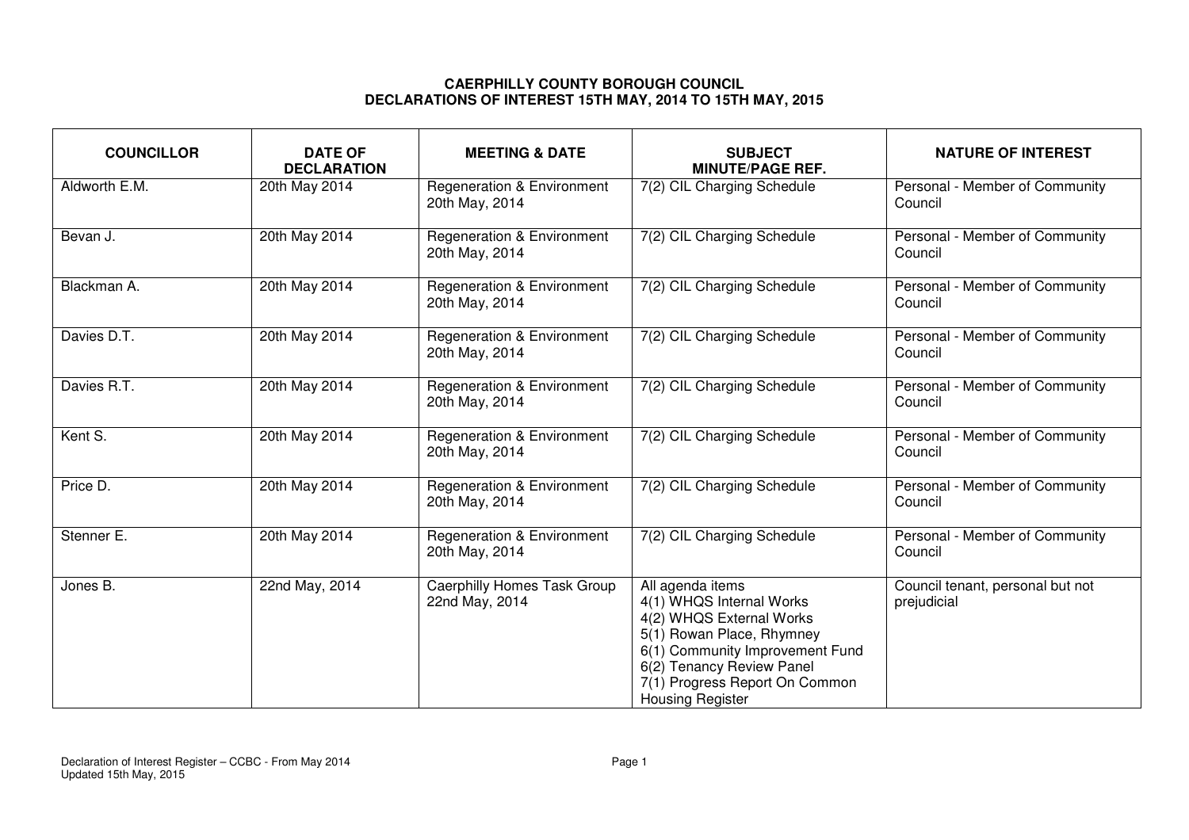**CAERPHILLY COUNTY BOROUGH COUNCIL**
**DECLARATIONS OF INTEREST 15TH MAY, 2014 TO 15TH MAY, 2015**

| COUNCILLOR | DATE OF DECLARATION | MEETING & DATE | SUBJECT MINUTE/PAGE REF. | NATURE OF INTEREST |
|---|---|---|---|---|
| Aldworth E.M. | 20th May 2014 | Regeneration & Environment 20th May, 2014 | 7(2) CIL Charging Schedule | Personal - Member of Community Council |
| Bevan J. | 20th May 2014 | Regeneration & Environment 20th May, 2014 | 7(2) CIL Charging Schedule | Personal - Member of Community Council |
| Blackman A. | 20th May 2014 | Regeneration & Environment 20th May, 2014 | 7(2) CIL Charging Schedule | Personal - Member of Community Council |
| Davies D.T. | 20th May 2014 | Regeneration & Environment 20th May, 2014 | 7(2) CIL Charging Schedule | Personal - Member of Community Council |
| Davies R.T. | 20th May 2014 | Regeneration & Environment 20th May, 2014 | 7(2) CIL Charging Schedule | Personal - Member of Community Council |
| Kent S. | 20th May 2014 | Regeneration & Environment 20th May, 2014 | 7(2) CIL Charging Schedule | Personal - Member of Community Council |
| Price D. | 20th May 2014 | Regeneration & Environment 20th May, 2014 | 7(2) CIL Charging Schedule | Personal - Member of Community Council |
| Stenner E. | 20th May 2014 | Regeneration & Environment 20th May, 2014 | 7(2) CIL Charging Schedule | Personal - Member of Community Council |
| Jones B. | 22nd May, 2014 | Caerphilly Homes Task Group 22nd May, 2014 | All agenda items 4(1) WHQS Internal Works 4(2) WHQS External Works 5(1) Rowan Place, Rhymney 6(1) Community Improvement Fund 6(2) Tenancy Review Panel 7(1) Progress Report On Common Housing Register | Council tenant, personal but not prejudicial |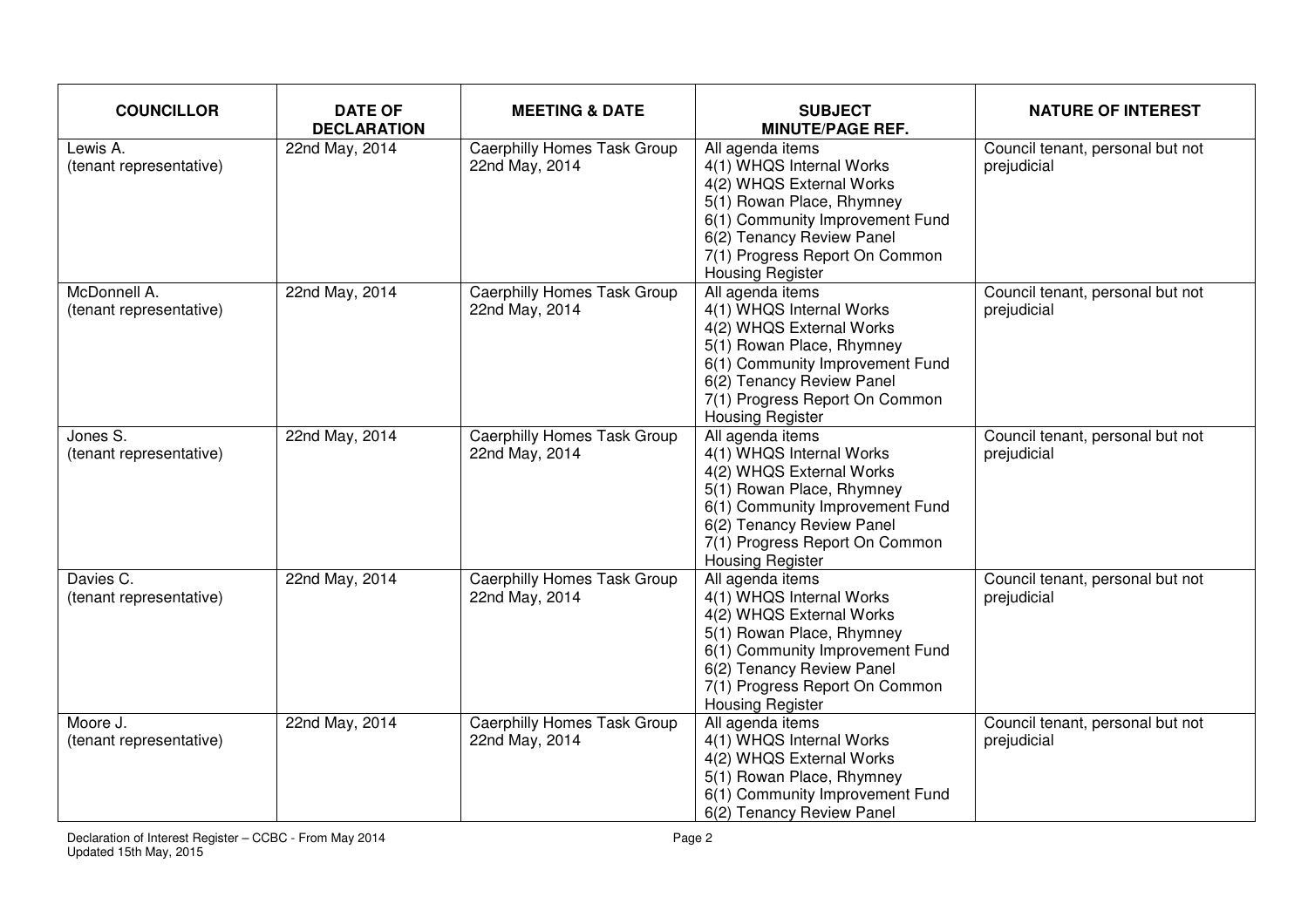| COUNCILLOR | DATE OF DECLARATION | MEETING & DATE | SUBJECT MINUTE/PAGE REF. | NATURE OF INTEREST |
|---|---|---|---|---|
| Lewis A. (tenant representative) | 22nd May, 2014 | Caerphilly Homes Task Group 22nd May, 2014 | All agenda items<br>4(1) WHQS Internal Works<br>4(2) WHQS External Works<br>5(1) Rowan Place, Rhymney<br>6(1) Community Improvement Fund<br>6(2) Tenancy Review Panel<br>7(1) Progress Report On Common Housing Register | Council tenant, personal but not prejudicial |
| McDonnell A. (tenant representative) | 22nd May, 2014 | Caerphilly Homes Task Group 22nd May, 2014 | All agenda items<br>4(1) WHQS Internal Works<br>4(2) WHQS External Works<br>5(1) Rowan Place, Rhymney<br>6(1) Community Improvement Fund<br>6(2) Tenancy Review Panel<br>7(1) Progress Report On Common Housing Register | Council tenant, personal but not prejudicial |
| Jones S. (tenant representative) | 22nd May, 2014 | Caerphilly Homes Task Group 22nd May, 2014 | All agenda items<br>4(1) WHQS Internal Works<br>4(2) WHQS External Works<br>5(1) Rowan Place, Rhymney<br>6(1) Community Improvement Fund<br>6(2) Tenancy Review Panel<br>7(1) Progress Report On Common Housing Register | Council tenant, personal but not prejudicial |
| Davies C. (tenant representative) | 22nd May, 2014 | Caerphilly Homes Task Group 22nd May, 2014 | All agenda items<br>4(1) WHQS Internal Works<br>4(2) WHQS External Works<br>5(1) Rowan Place, Rhymney<br>6(1) Community Improvement Fund<br>6(2) Tenancy Review Panel<br>7(1) Progress Report On Common Housing Register | Council tenant, personal but not prejudicial |
| Moore J. (tenant representative) | 22nd May, 2014 | Caerphilly Homes Task Group 22nd May, 2014 | All agenda items<br>4(1) WHQS Internal Works<br>4(2) WHQS External Works<br>5(1) Rowan Place, Rhymney<br>6(1) Community Improvement Fund<br>6(2) Tenancy Review Panel | Council tenant, personal but not prejudicial |

Declaration of Interest Register – CCBC - From May 2014
Updated 15th May, 2015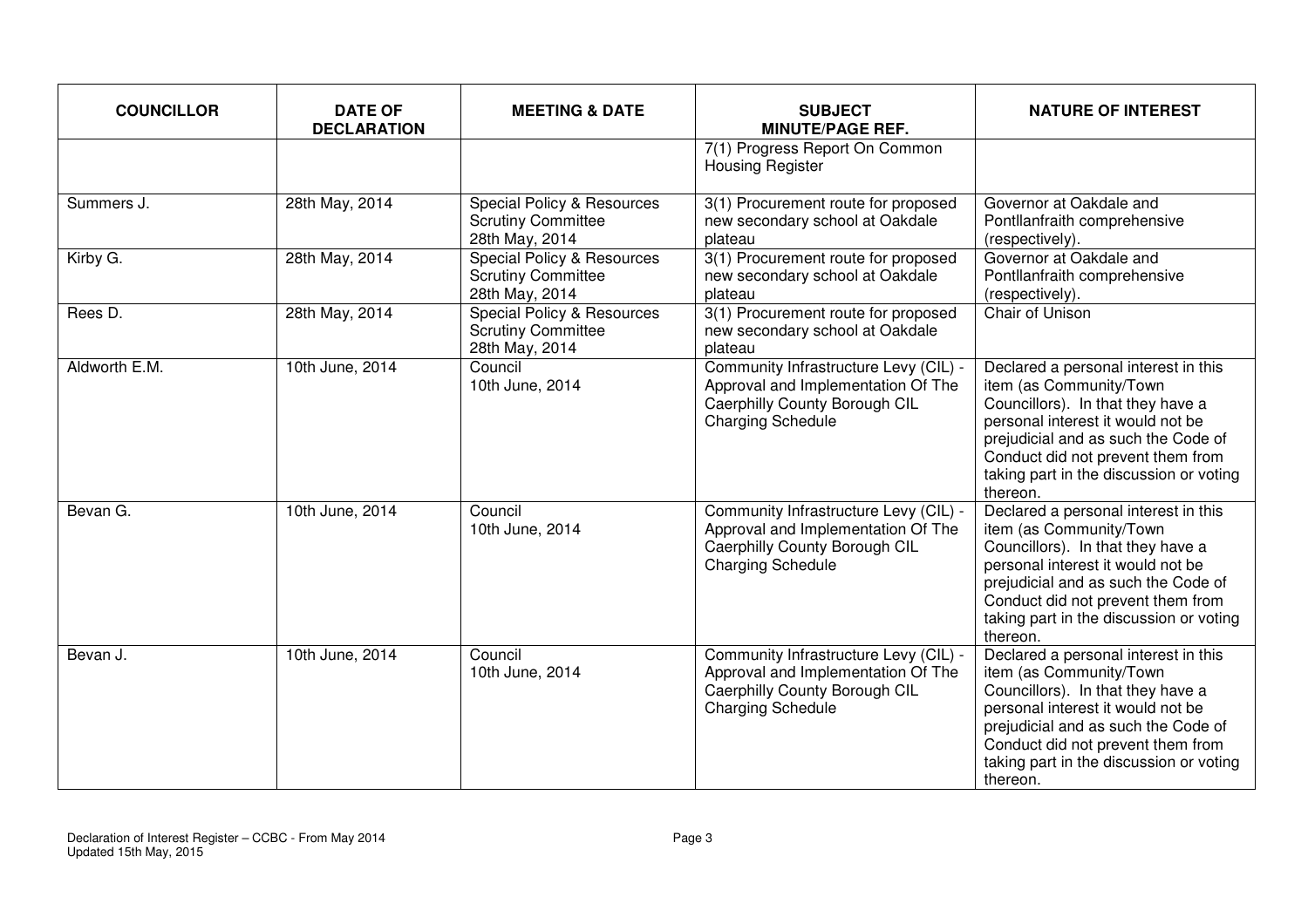| COUNCILLOR | DATE OF DECLARATION | MEETING & DATE | SUBJECT MINUTE/PAGE REF. | NATURE OF INTEREST |
|---|---|---|---|---|
| | | | 7(1) Progress Report On Common Housing Register | |
| Summers J. | 28th May, 2014 | Special Policy & Resources Scrutiny Committee 28th May, 2014 | 3(1) Procurement route for proposed new secondary school at Oakdale plateau | Governor at Oakdale and Pontllanfraith comprehensive (respectively). |
| Kirby G. | 28th May, 2014 | Special Policy & Resources Scrutiny Committee 28th May, 2014 | 3(1) Procurement route for proposed new secondary school at Oakdale plateau | Governor at Oakdale and Pontllanfraith comprehensive (respectively). |
| Rees D. | 28th May, 2014 | Special Policy & Resources Scrutiny Committee 28th May, 2014 | 3(1) Procurement route for proposed new secondary school at Oakdale plateau | Chair of Unison |
| Aldworth E.M. | 10th June, 2014 | Council 10th June, 2014 | Community Infrastructure Levy (CIL) - Approval and Implementation Of The Caerphilly County Borough CIL Charging Schedule | Declared a personal interest in this item (as Community/Town Councillors). In that they have a personal interest it would not be prejudicial and as such the Code of Conduct did not prevent them from taking part in the discussion or voting thereon. |
| Bevan G. | 10th June, 2014 | Council 10th June, 2014 | Community Infrastructure Levy (CIL) - Approval and Implementation Of The Caerphilly County Borough CIL Charging Schedule | Declared a personal interest in this item (as Community/Town Councillors). In that they have a personal interest it would not be prejudicial and as such the Code of Conduct did not prevent them from taking part in the discussion or voting thereon. |
| Bevan J. | 10th June, 2014 | Council 10th June, 2014 | Community Infrastructure Levy (CIL) - Approval and Implementation Of The Caerphilly County Borough CIL Charging Schedule | Declared a personal interest in this item (as Community/Town Councillors). In that they have a personal interest it would not be prejudicial and as such the Code of Conduct did not prevent them from taking part in the discussion or voting thereon. |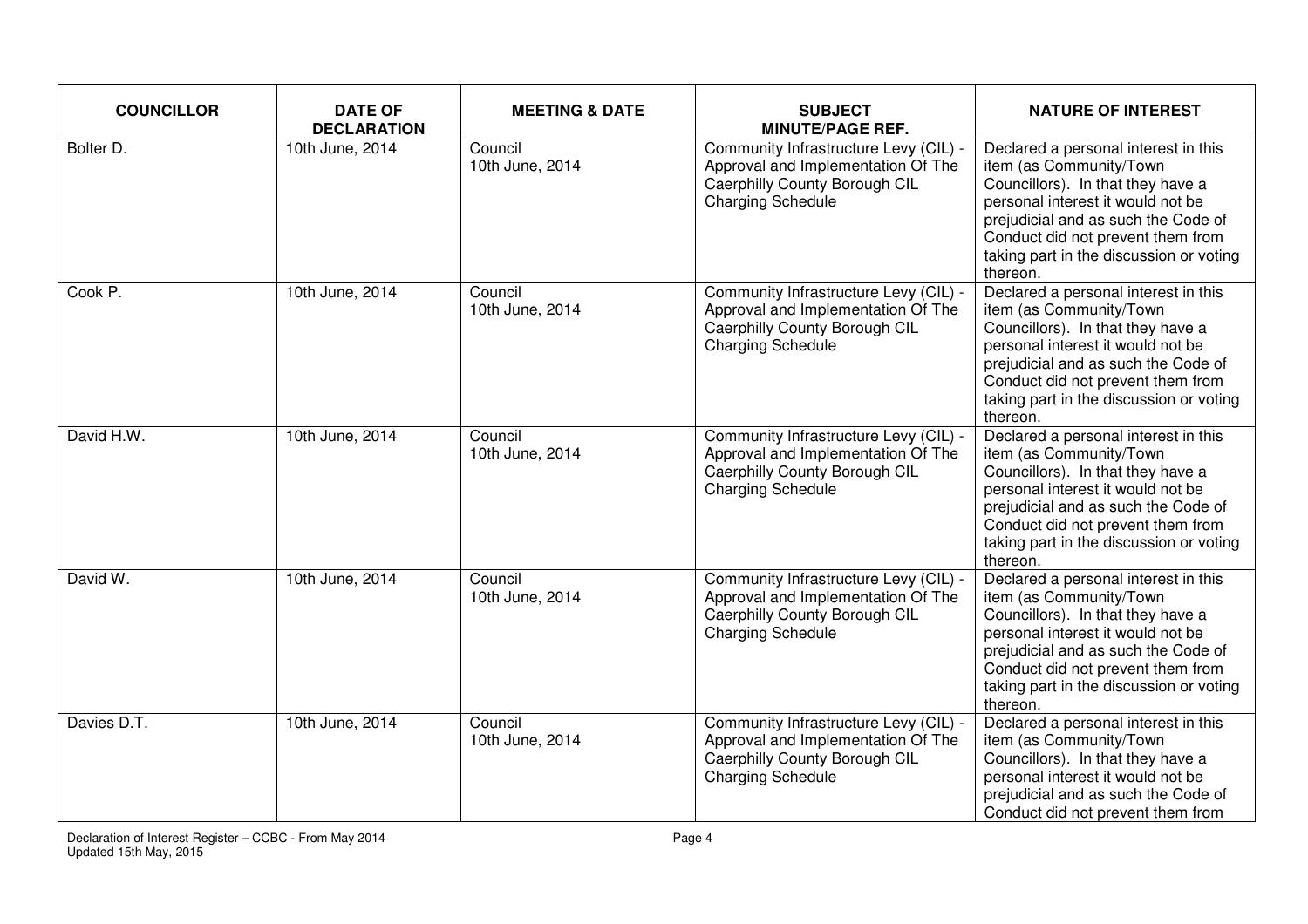| COUNCILLOR | DATE OF DECLARATION | MEETING & DATE | SUBJECT MINUTE/PAGE REF. | NATURE OF INTEREST |
|---|---|---|---|---|
| Bolter D. | 10th June, 2014 | Council 10th June, 2014 | Community Infrastructure Levy (CIL) - Approval and Implementation Of The Caerphilly County Borough CIL Charging Schedule | Declared a personal interest in this item (as Community/Town Councillors). In that they have a personal interest it would not be prejudicial and as such the Code of Conduct did not prevent them from taking part in the discussion or voting thereon. |
| Cook P. | 10th June, 2014 | Council 10th June, 2014 | Community Infrastructure Levy (CIL) - Approval and Implementation Of The Caerphilly County Borough CIL Charging Schedule | Declared a personal interest in this item (as Community/Town Councillors). In that they have a personal interest it would not be prejudicial and as such the Code of Conduct did not prevent them from taking part in the discussion or voting thereon. |
| David H.W. | 10th June, 2014 | Council 10th June, 2014 | Community Infrastructure Levy (CIL) - Approval and Implementation Of The Caerphilly County Borough CIL Charging Schedule | Declared a personal interest in this item (as Community/Town Councillors). In that they have a personal interest it would not be prejudicial and as such the Code of Conduct did not prevent them from taking part in the discussion or voting thereon. |
| David W. | 10th June, 2014 | Council 10th June, 2014 | Community Infrastructure Levy (CIL) - Approval and Implementation Of The Caerphilly County Borough CIL Charging Schedule | Declared a personal interest in this item (as Community/Town Councillors). In that they have a personal interest it would not be prejudicial and as such the Code of Conduct did not prevent them from taking part in the discussion or voting thereon. |
| Davies D.T. | 10th June, 2014 | Council 10th June, 2014 | Community Infrastructure Levy (CIL) - Approval and Implementation Of The Caerphilly County Borough CIL Charging Schedule | Declared a personal interest in this item (as Community/Town Councillors). In that they have a personal interest it would not be prejudicial and as such the Code of Conduct did not prevent them from |

Declaration of Interest Register – CCBC - From May 2014
Updated 15th May, 2015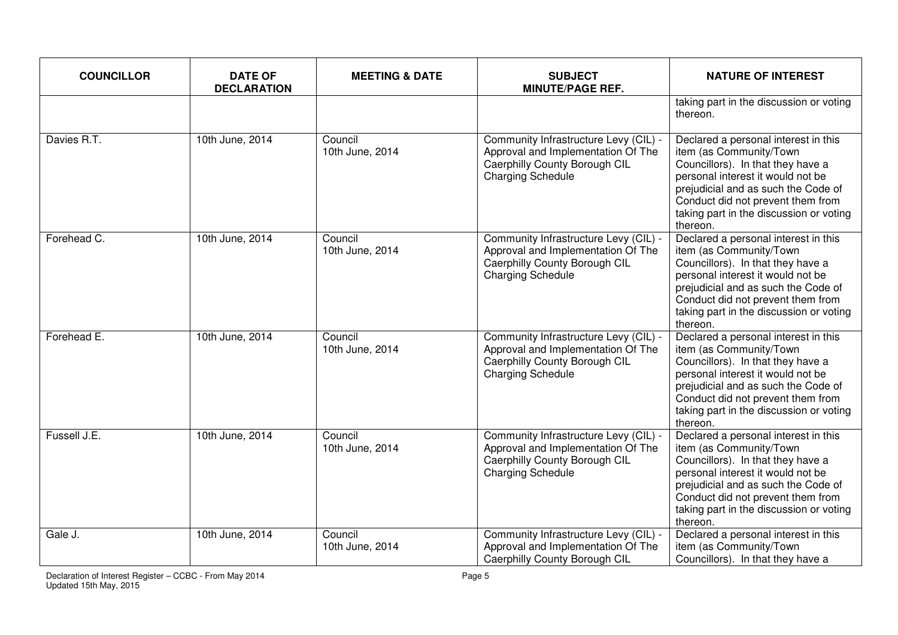| COUNCILLOR | DATE OF DECLARATION | MEETING & DATE | SUBJECT MINUTE/PAGE REF. | NATURE OF INTEREST |
|---|---|---|---|---|
| | | | | taking part in the discussion or voting thereon. |
| Davies R.T. | 10th June, 2014 | Council 10th June, 2014 | Community Infrastructure Levy (CIL) - Approval and Implementation Of The Caerphilly County Borough CIL Charging Schedule | Declared a personal interest in this item (as Community/Town Councillors). In that they have a personal interest it would not be prejudicial and as such the Code of Conduct did not prevent them from taking part in the discussion or voting thereon. |
| Forehead C. | 10th June, 2014 | Council 10th June, 2014 | Community Infrastructure Levy (CIL) - Approval and Implementation Of The Caerphilly County Borough CIL Charging Schedule | Declared a personal interest in this item (as Community/Town Councillors). In that they have a personal interest it would not be prejudicial and as such the Code of Conduct did not prevent them from taking part in the discussion or voting thereon. |
| Forehead E. | 10th June, 2014 | Council 10th June, 2014 | Community Infrastructure Levy (CIL) - Approval and Implementation Of The Caerphilly County Borough CIL Charging Schedule | Declared a personal interest in this item (as Community/Town Councillors). In that they have a personal interest it would not be prejudicial and as such the Code of Conduct did not prevent them from taking part in the discussion or voting thereon. |
| Fussell J.E. | 10th June, 2014 | Council 10th June, 2014 | Community Infrastructure Levy (CIL) - Approval and Implementation Of The Caerphilly County Borough CIL Charging Schedule | Declared a personal interest in this item (as Community/Town Councillors). In that they have a personal interest it would not be prejudicial and as such the Code of Conduct did not prevent them from taking part in the discussion or voting thereon. |
| Gale J. | 10th June, 2014 | Council 10th June, 2014 | Community Infrastructure Levy (CIL) - Approval and Implementation Of The Caerphilly County Borough CIL | Declared a personal interest in this item (as Community/Town Councillors). In that they have a |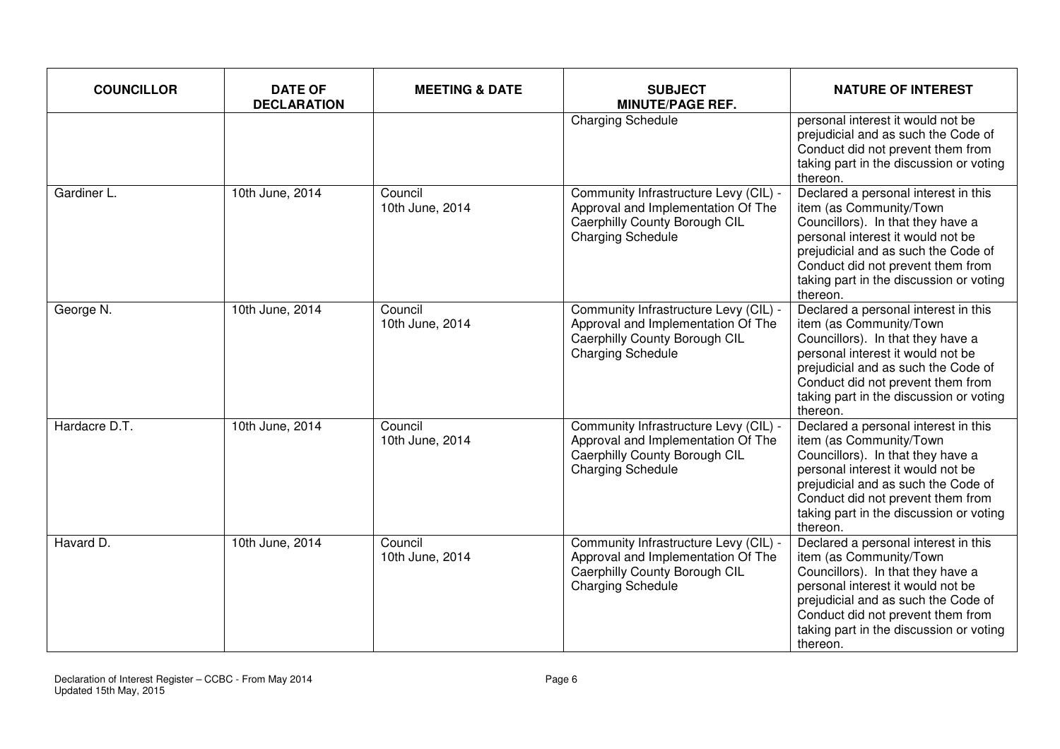| COUNCILLOR | DATE OF DECLARATION | MEETING & DATE | SUBJECT MINUTE/PAGE REF. | NATURE OF INTEREST |
|---|---|---|---|---|
| | | | Charging Schedule | personal interest it would not be prejudicial and as such the Code of Conduct did not prevent them from taking part in the discussion or voting thereon. |
| Gardiner L. | 10th June, 2014 | Council 10th June, 2014 | Community Infrastructure Levy (CIL) - Approval and Implementation Of The Caerphilly County Borough CIL Charging Schedule | Declared a personal interest in this item (as Community/Town Councillors). In that they have a personal interest it would not be prejudicial and as such the Code of Conduct did not prevent them from taking part in the discussion or voting thereon. |
| George N. | 10th June, 2014 | Council 10th June, 2014 | Community Infrastructure Levy (CIL) - Approval and Implementation Of The Caerphilly County Borough CIL Charging Schedule | Declared a personal interest in this item (as Community/Town Councillors). In that they have a personal interest it would not be prejudicial and as such the Code of Conduct did not prevent them from taking part in the discussion or voting thereon. |
| Hardacre D.T. | 10th June, 2014 | Council 10th June, 2014 | Community Infrastructure Levy (CIL) - Approval and Implementation Of The Caerphilly County Borough CIL Charging Schedule | Declared a personal interest in this item (as Community/Town Councillors). In that they have a personal interest it would not be prejudicial and as such the Code of Conduct did not prevent them from taking part in the discussion or voting thereon. |
| Havard D. | 10th June, 2014 | Council 10th June, 2014 | Community Infrastructure Levy (CIL) - Approval and Implementation Of The Caerphilly County Borough CIL Charging Schedule | Declared a personal interest in this item (as Community/Town Councillors). In that they have a personal interest it would not be prejudicial and as such the Code of Conduct did not prevent them from taking part in the discussion or voting thereon. |

Declaration of Interest Register – CCBC - From May 2014
Updated 15th May, 2015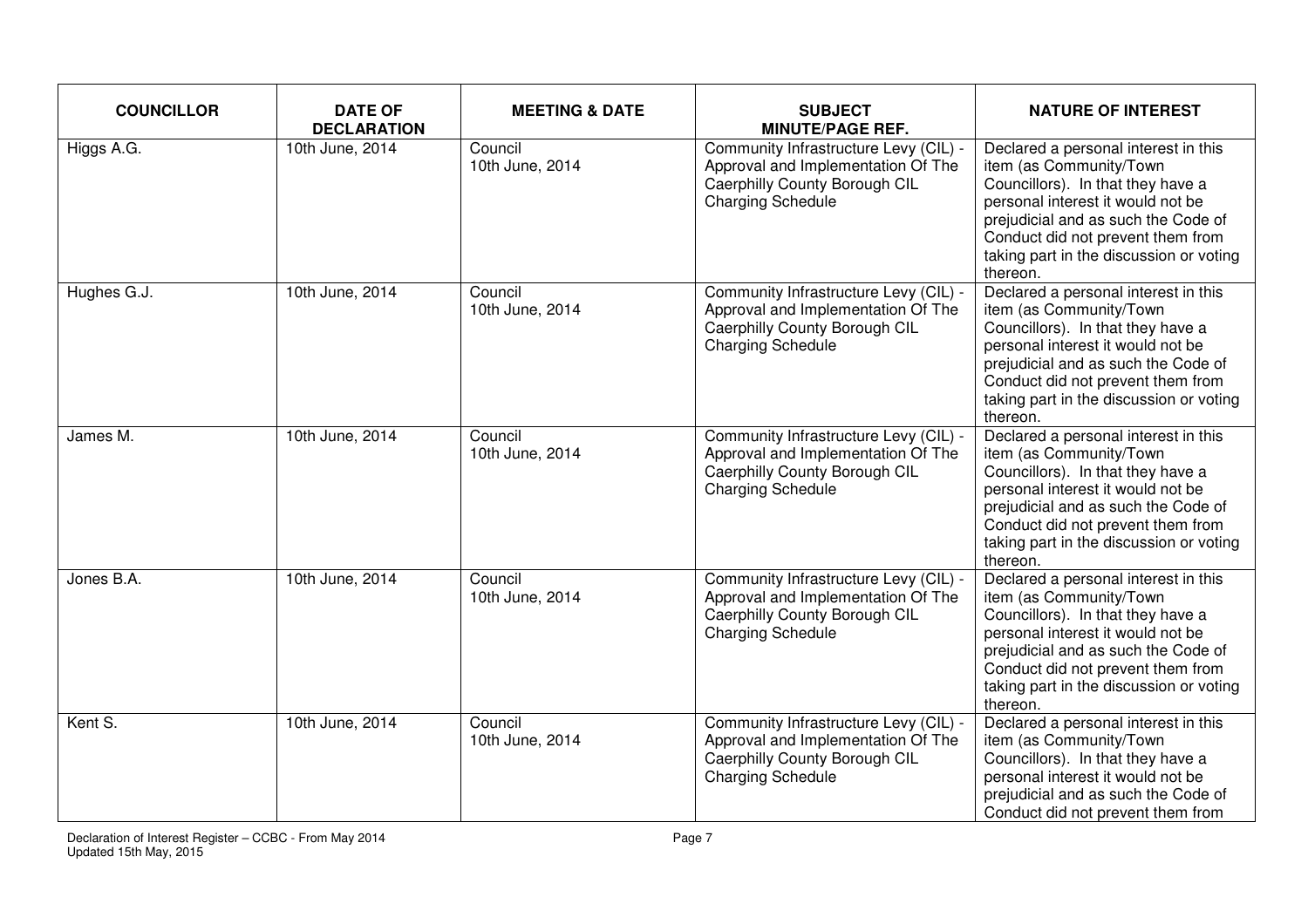| COUNCILLOR | DATE OF DECLARATION | MEETING & DATE | SUBJECT MINUTE/PAGE REF. | NATURE OF INTEREST |
|---|---|---|---|---|
| Higgs A.G. | 10th June, 2014 | Council 10th June, 2014 | Community Infrastructure Levy (CIL) - Approval and Implementation Of The Caerphilly County Borough CIL Charging Schedule | Declared a personal interest in this item (as Community/Town Councillors). In that they have a personal interest it would not be prejudicial and as such the Code of Conduct did not prevent them from taking part in the discussion or voting thereon. |
| Hughes G.J. | 10th June, 2014 | Council 10th June, 2014 | Community Infrastructure Levy (CIL) - Approval and Implementation Of The Caerphilly County Borough CIL Charging Schedule | Declared a personal interest in this item (as Community/Town Councillors). In that they have a personal interest it would not be prejudicial and as such the Code of Conduct did not prevent them from taking part in the discussion or voting thereon. |
| James M. | 10th June, 2014 | Council 10th June, 2014 | Community Infrastructure Levy (CIL) - Approval and Implementation Of The Caerphilly County Borough CIL Charging Schedule | Declared a personal interest in this item (as Community/Town Councillors). In that they have a personal interest it would not be prejudicial and as such the Code of Conduct did not prevent them from taking part in the discussion or voting thereon. |
| Jones B.A. | 10th June, 2014 | Council 10th June, 2014 | Community Infrastructure Levy (CIL) - Approval and Implementation Of The Caerphilly County Borough CIL Charging Schedule | Declared a personal interest in this item (as Community/Town Councillors). In that they have a personal interest it would not be prejudicial and as such the Code of Conduct did not prevent them from taking part in the discussion or voting thereon. |
| Kent S. | 10th June, 2014 | Council 10th June, 2014 | Community Infrastructure Levy (CIL) - Approval and Implementation Of The Caerphilly County Borough CIL Charging Schedule | Declared a personal interest in this item (as Community/Town Councillors). In that they have a personal interest it would not be prejudicial and as such the Code of Conduct did not prevent them from |

Declaration of Interest Register – CCBC - From May 2014
Updated 15th May, 2015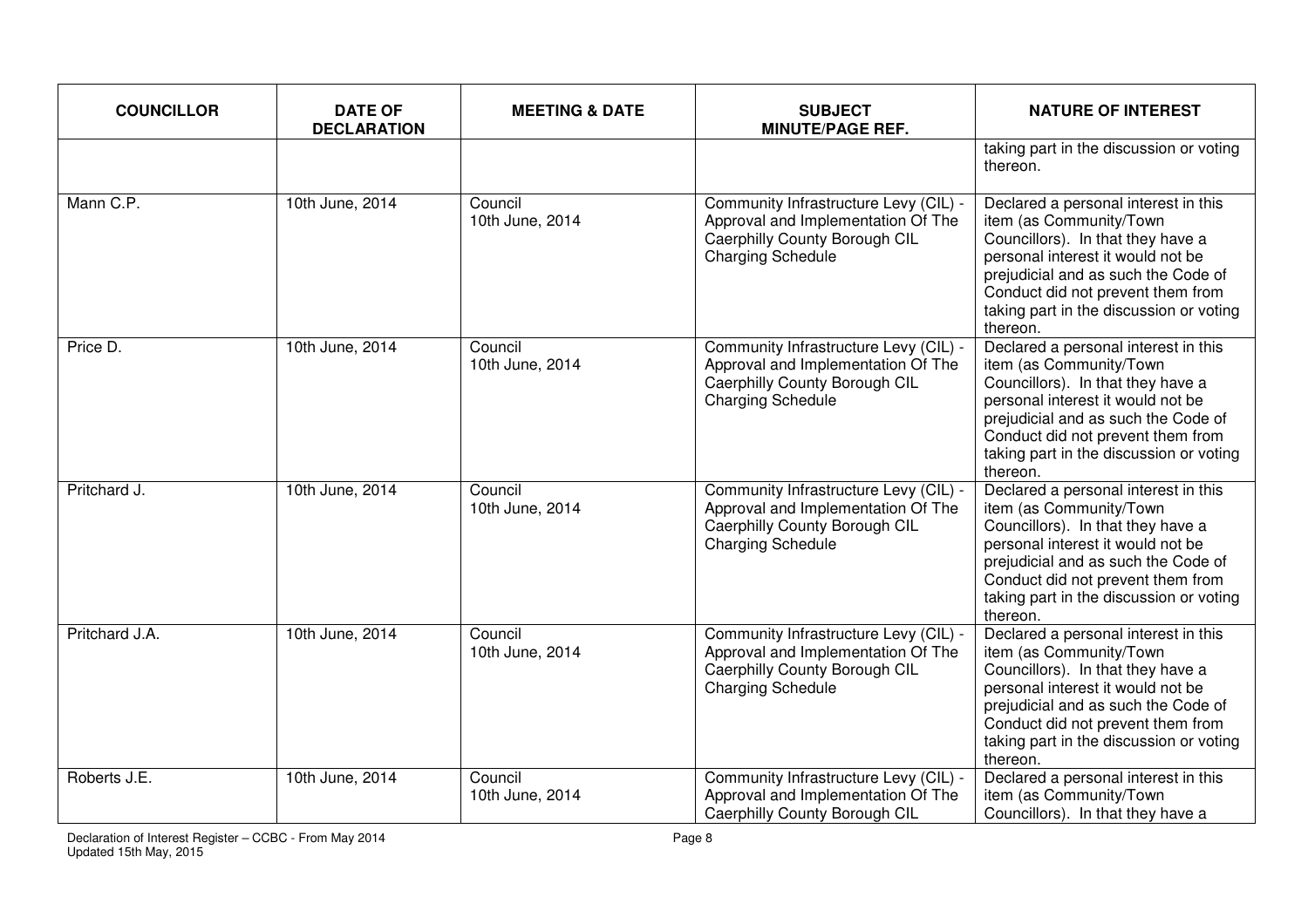| COUNCILLOR | DATE OF DECLARATION | MEETING & DATE | SUBJECT MINUTE/PAGE REF. | NATURE OF INTEREST |
|---|---|---|---|---|
| | | | | taking part in the discussion or voting thereon. |
| Mann C.P. | 10th June, 2014 | Council 10th June, 2014 | Community Infrastructure Levy (CIL) - Approval and Implementation Of The Caerphilly County Borough CIL Charging Schedule | Declared a personal interest in this item (as Community/Town Councillors). In that they have a personal interest it would not be prejudicial and as such the Code of Conduct did not prevent them from taking part in the discussion or voting thereon. |
| Price D. | 10th June, 2014 | Council 10th June, 2014 | Community Infrastructure Levy (CIL) - Approval and Implementation Of The Caerphilly County Borough CIL Charging Schedule | Declared a personal interest in this item (as Community/Town Councillors). In that they have a personal interest it would not be prejudicial and as such the Code of Conduct did not prevent them from taking part in the discussion or voting thereon. |
| Pritchard J. | 10th June, 2014 | Council 10th June, 2014 | Community Infrastructure Levy (CIL) - Approval and Implementation Of The Caerphilly County Borough CIL Charging Schedule | Declared a personal interest in this item (as Community/Town Councillors). In that they have a personal interest it would not be prejudicial and as such the Code of Conduct did not prevent them from taking part in the discussion or voting thereon. |
| Pritchard J.A. | 10th June, 2014 | Council 10th June, 2014 | Community Infrastructure Levy (CIL) - Approval and Implementation Of The Caerphilly County Borough CIL Charging Schedule | Declared a personal interest in this item (as Community/Town Councillors). In that they have a personal interest it would not be prejudicial and as such the Code of Conduct did not prevent them from taking part in the discussion or voting thereon. |
| Roberts J.E. | 10th June, 2014 | Council 10th June, 2014 | Community Infrastructure Levy (CIL) - Approval and Implementation Of The Caerphilly County Borough CIL | Declared a personal interest in this item (as Community/Town Councillors). In that they have a |

Declaration of Interest Register – CCBC - From May 2014
Updated 15th May, 2015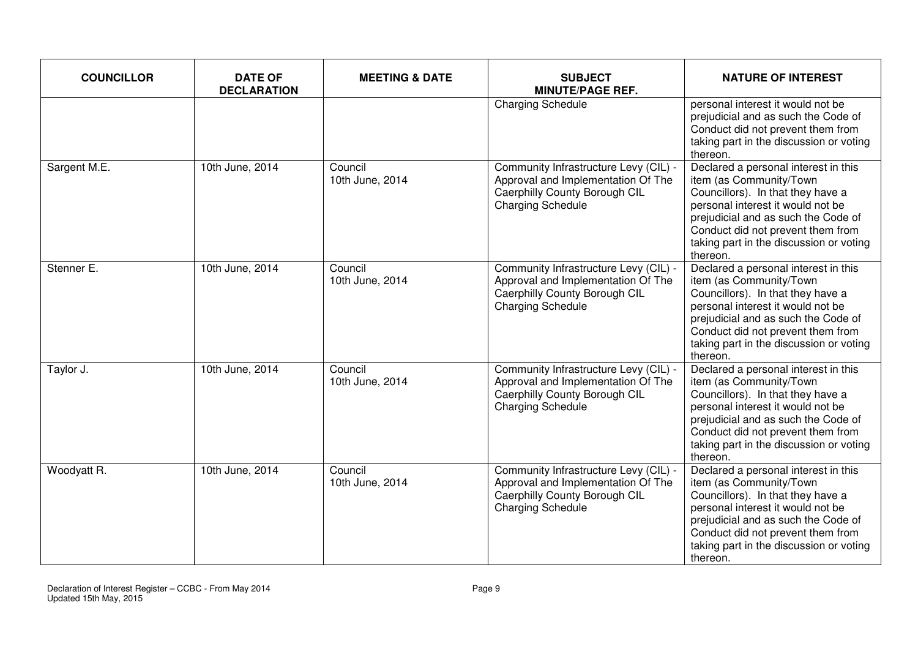| COUNCILLOR | DATE OF DECLARATION | MEETING & DATE | SUBJECT MINUTE/PAGE REF. | NATURE OF INTEREST |
|---|---|---|---|---|
| | | | Charging Schedule | personal interest it would not be prejudicial and as such the Code of Conduct did not prevent them from taking part in the discussion or voting thereon. |
| Sargent M.E. | 10th June, 2014 | Council 10th June, 2014 | Community Infrastructure Levy (CIL) - Approval and Implementation Of The Caerphilly County Borough CIL Charging Schedule | Declared a personal interest in this item (as Community/Town Councillors). In that they have a personal interest it would not be prejudicial and as such the Code of Conduct did not prevent them from taking part in the discussion or voting thereon. |
| Stenner E. | 10th June, 2014 | Council 10th June, 2014 | Community Infrastructure Levy (CIL) - Approval and Implementation Of The Caerphilly County Borough CIL Charging Schedule | Declared a personal interest in this item (as Community/Town Councillors). In that they have a personal interest it would not be prejudicial and as such the Code of Conduct did not prevent them from taking part in the discussion or voting thereon. |
| Taylor J. | 10th June, 2014 | Council 10th June, 2014 | Community Infrastructure Levy (CIL) - Approval and Implementation Of The Caerphilly County Borough CIL Charging Schedule | Declared a personal interest in this item (as Community/Town Councillors). In that they have a personal interest it would not be prejudicial and as such the Code of Conduct did not prevent them from taking part in the discussion or voting thereon. |
| Woodyatt R. | 10th June, 2014 | Council 10th June, 2014 | Community Infrastructure Levy (CIL) - Approval and Implementation Of The Caerphilly County Borough CIL Charging Schedule | Declared a personal interest in this item (as Community/Town Councillors). In that they have a personal interest it would not be prejudicial and as such the Code of Conduct did not prevent them from taking part in the discussion or voting thereon. |

Declaration of Interest Register – CCBC - From May 2014
Updated 15th May, 2015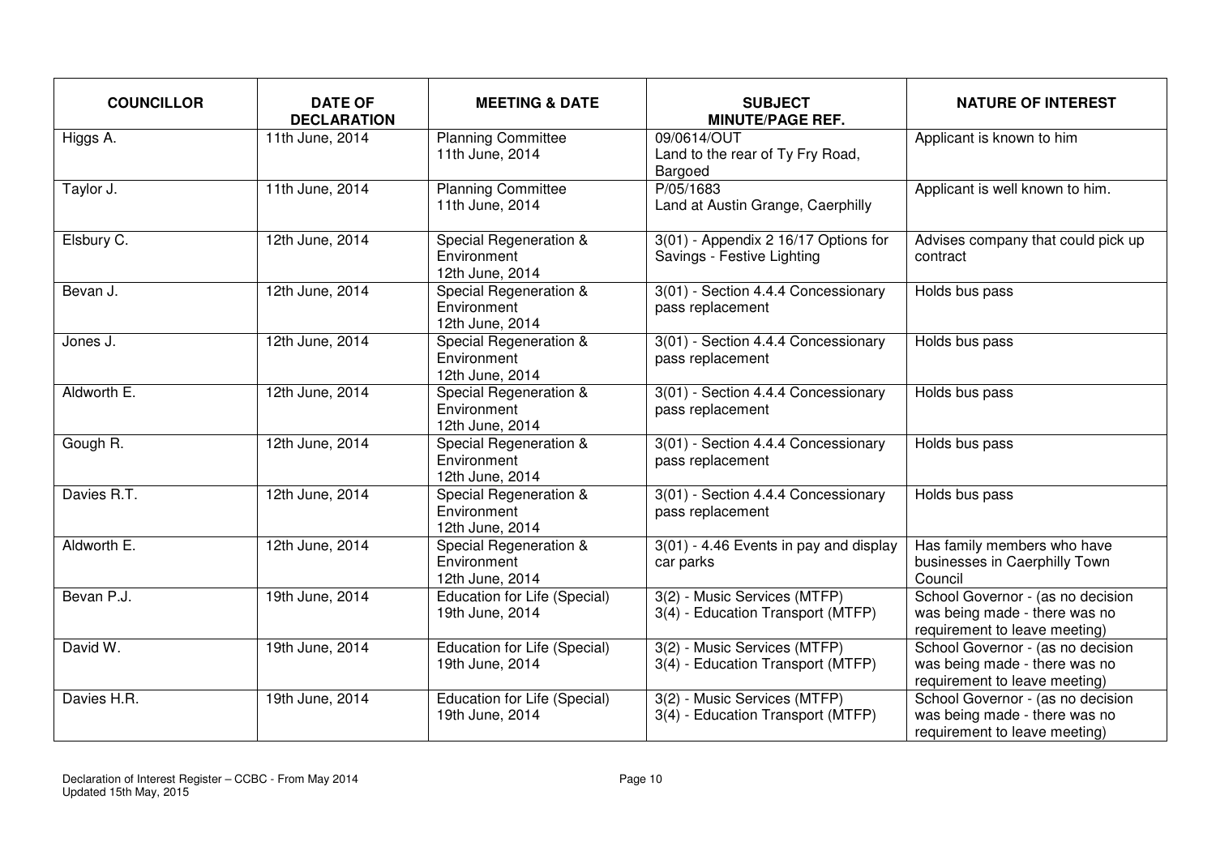| COUNCILLOR | DATE OF DECLARATION | MEETING & DATE | SUBJECT MINUTE/PAGE REF. | NATURE OF INTEREST |
| --- | --- | --- | --- | --- |
| Higgs A. | 11th June, 2014 | Planning Committee 11th June, 2014 | 09/0614/OUT Land to the rear of Ty Fry Road, Bargoed | Applicant is known to him |
| Taylor J. | 11th June, 2014 | Planning Committee 11th June, 2014 | P/05/1683 Land at Austin Grange, Caerphilly | Applicant is well known to him. |
| Elsbury C. | 12th June, 2014 | Special Regeneration & Environment 12th June, 2014 | 3(01) - Appendix 2 16/17 Options for Savings - Festive Lighting | Advises company that could pick up contract |
| Bevan J. | 12th June, 2014 | Special Regeneration & Environment 12th June, 2014 | 3(01) - Section 4.4.4 Concessionary pass replacement | Holds bus pass |
| Jones J. | 12th June, 2014 | Special Regeneration & Environment 12th June, 2014 | 3(01) - Section 4.4.4 Concessionary pass replacement | Holds bus pass |
| Aldworth E. | 12th June, 2014 | Special Regeneration & Environment 12th June, 2014 | 3(01) - Section 4.4.4 Concessionary pass replacement | Holds bus pass |
| Gough R. | 12th June, 2014 | Special Regeneration & Environment 12th June, 2014 | 3(01) - Section 4.4.4 Concessionary pass replacement | Holds bus pass |
| Davies R.T. | 12th June, 2014 | Special Regeneration & Environment 12th June, 2014 | 3(01) - Section 4.4.4 Concessionary pass replacement | Holds bus pass |
| Aldworth E. | 12th June, 2014 | Special Regeneration & Environment 12th June, 2014 | 3(01) - 4.46 Events in pay and display car parks | Has family members who have businesses in Caerphilly Town Council |
| Bevan P.J. | 19th June, 2014 | Education for Life (Special) 19th June, 2014 | 3(2) - Music Services (MTFP) 3(4) - Education Transport (MTFP) | School Governor - (as no decision was being made - there was no requirement to leave meeting) |
| David W. | 19th June, 2014 | Education for Life (Special) 19th June, 2014 | 3(2) - Music Services (MTFP) 3(4) - Education Transport (MTFP) | School Governor - (as no decision was being made - there was no requirement to leave meeting) |
| Davies H.R. | 19th June, 2014 | Education for Life (Special) 19th June, 2014 | 3(2) - Music Services (MTFP) 3(4) - Education Transport (MTFP) | School Governor - (as no decision was being made - there was no requirement to leave meeting) |

Declaration of Interest Register – CCBC - From May 2014
Updated 15th May, 2015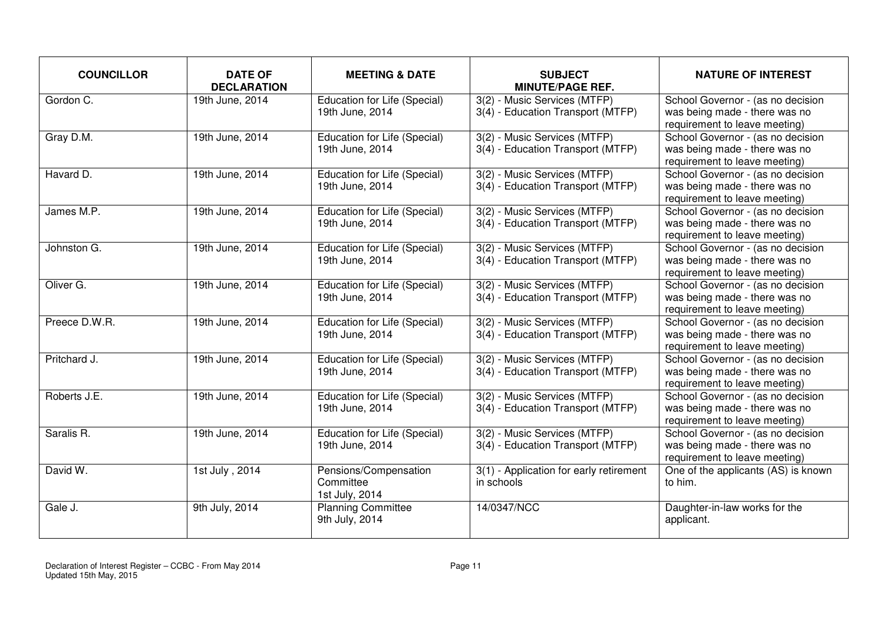| COUNCILLOR | DATE OF DECLARATION | MEETING & DATE | SUBJECT MINUTE/PAGE REF. | NATURE OF INTEREST |
|---|---|---|---|---|
| Gordon C. | 19th June, 2014 | Education for Life (Special) 19th June, 2014 | 3(2) - Music Services (MTFP) 3(4) - Education Transport (MTFP) | School Governor - (as no decision was being made - there was no requirement to leave meeting) |
| Gray D.M. | 19th June, 2014 | Education for Life (Special) 19th June, 2014 | 3(2) - Music Services (MTFP) 3(4) - Education Transport (MTFP) | School Governor - (as no decision was being made - there was no requirement to leave meeting) |
| Havard D. | 19th June, 2014 | Education for Life (Special) 19th June, 2014 | 3(2) - Music Services (MTFP) 3(4) - Education Transport (MTFP) | School Governor - (as no decision was being made - there was no requirement to leave meeting) |
| James M.P. | 19th June, 2014 | Education for Life (Special) 19th June, 2014 | 3(2) - Music Services (MTFP) 3(4) - Education Transport (MTFP) | School Governor - (as no decision was being made - there was no requirement to leave meeting) |
| Johnston G. | 19th June, 2014 | Education for Life (Special) 19th June, 2014 | 3(2) - Music Services (MTFP) 3(4) - Education Transport (MTFP) | School Governor - (as no decision was being made - there was no requirement to leave meeting) |
| Oliver G. | 19th June, 2014 | Education for Life (Special) 19th June, 2014 | 3(2) - Music Services (MTFP) 3(4) - Education Transport (MTFP) | School Governor - (as no decision was being made - there was no requirement to leave meeting) |
| Preece D.W.R. | 19th June, 2014 | Education for Life (Special) 19th June, 2014 | 3(2) - Music Services (MTFP) 3(4) - Education Transport (MTFP) | School Governor - (as no decision was being made - there was no requirement to leave meeting) |
| Pritchard J. | 19th June, 2014 | Education for Life (Special) 19th June, 2014 | 3(2) - Music Services (MTFP) 3(4) - Education Transport (MTFP) | School Governor - (as no decision was being made - there was no requirement to leave meeting) |
| Roberts J.E. | 19th June, 2014 | Education for Life (Special) 19th June, 2014 | 3(2) - Music Services (MTFP) 3(4) - Education Transport (MTFP) | School Governor - (as no decision was being made - there was no requirement to leave meeting) |
| Saralis R. | 19th June, 2014 | Education for Life (Special) 19th June, 2014 | 3(2) - Music Services (MTFP) 3(4) - Education Transport (MTFP) | School Governor - (as no decision was being made - there was no requirement to leave meeting) |
| David W. | 1st July , 2014 | Pensions/Compensation Committee 1st July, 2014 | 3(1) - Application for early retirement in schools | One of the applicants (AS) is known to him. |
| Gale J. | 9th July, 2014 | Planning Committee 9th July, 2014 | 14/0347/NCC | Daughter-in-law works for the applicant. |

Declaration of Interest Register – CCBC - From May 2014
Updated 15th May, 2015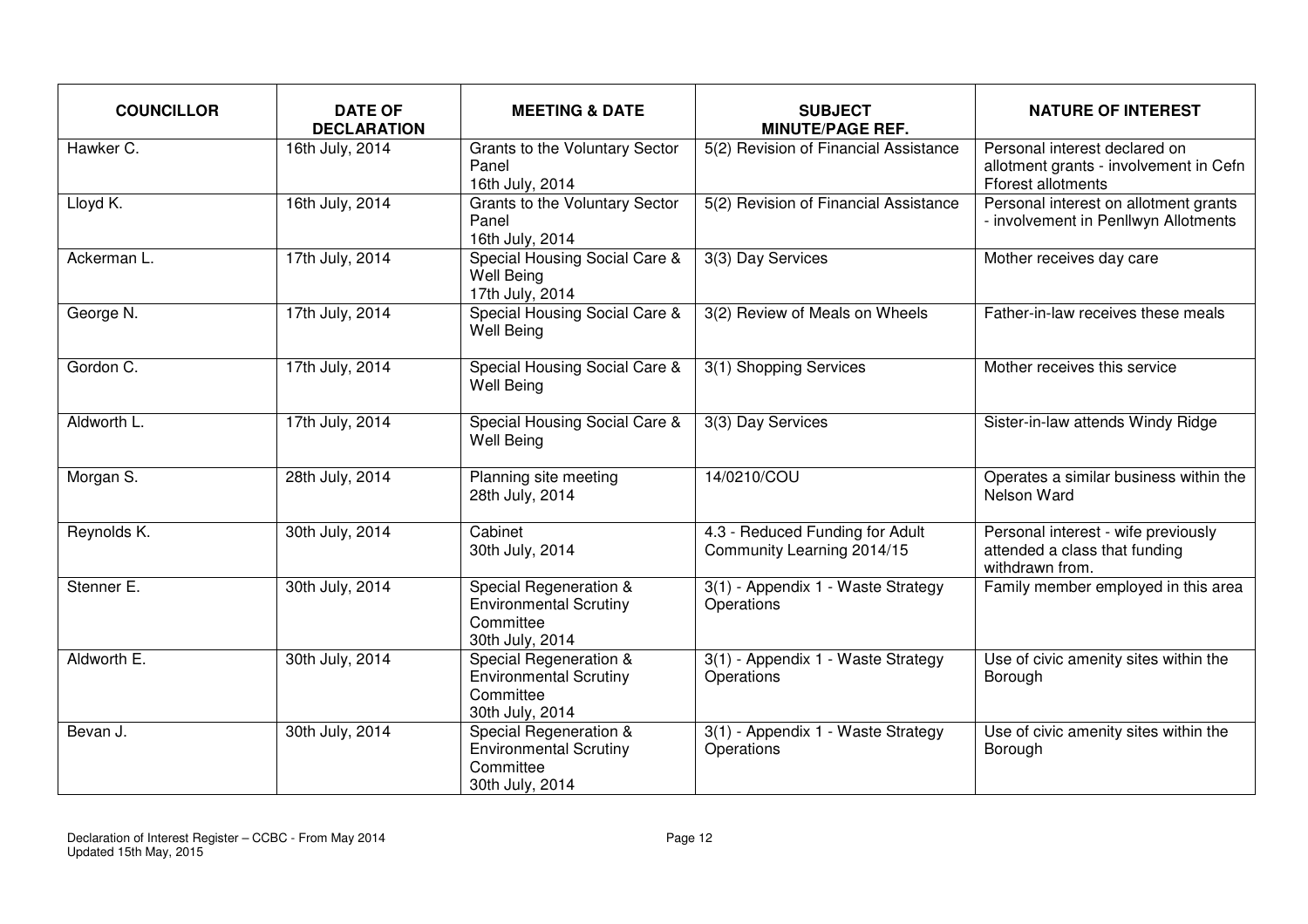| COUNCILLOR | DATE OF DECLARATION | MEETING & DATE | SUBJECT MINUTE/PAGE REF. | NATURE OF INTEREST |
|---|---|---|---|---|
| Hawker C. | 16th July, 2014 | Grants to the Voluntary Sector Panel 16th July, 2014 | 5(2) Revision of Financial Assistance | Personal interest declared on allotment grants - involvement in Cefn Fforest allotments |
| Lloyd K. | 16th July, 2014 | Grants to the Voluntary Sector Panel 16th July, 2014 | 5(2) Revision of Financial Assistance | Personal interest on allotment grants - involvement in Penllwyn Allotments |
| Ackerman L. | 17th July, 2014 | Special Housing Social Care & Well Being 17th July, 2014 | 3(3) Day Services | Mother receives day care |
| George N. | 17th July, 2014 | Special Housing Social Care & Well Being | 3(2) Review of Meals on Wheels | Father-in-law receives these meals |
| Gordon C. | 17th July, 2014 | Special Housing Social Care & Well Being | 3(1) Shopping Services | Mother receives this service |
| Aldworth L. | 17th July, 2014 | Special Housing Social Care & Well Being | 3(3) Day Services | Sister-in-law attends Windy Ridge |
| Morgan S. | 28th July, 2014 | Planning site meeting 28th July, 2014 | 14/0210/COU | Operates a similar business within the Nelson Ward |
| Reynolds K. | 30th July, 2014 | Cabinet 30th July, 2014 | 4.3 - Reduced Funding for Adult Community Learning 2014/15 | Personal interest - wife previously attended a class that funding withdrawn from. |
| Stenner E. | 30th July, 2014 | Special Regeneration & Environmental Scrutiny Committee 30th July, 2014 | 3(1) - Appendix 1 - Waste Strategy Operations | Family member employed in this area |
| Aldworth E. | 30th July, 2014 | Special Regeneration & Environmental Scrutiny Committee 30th July, 2014 | 3(1) - Appendix 1 - Waste Strategy Operations | Use of civic amenity sites within the Borough |
| Bevan J. | 30th July, 2014 | Special Regeneration & Environmental Scrutiny Committee 30th July, 2014 | 3(1) - Appendix 1 - Waste Strategy Operations | Use of civic amenity sites within the Borough |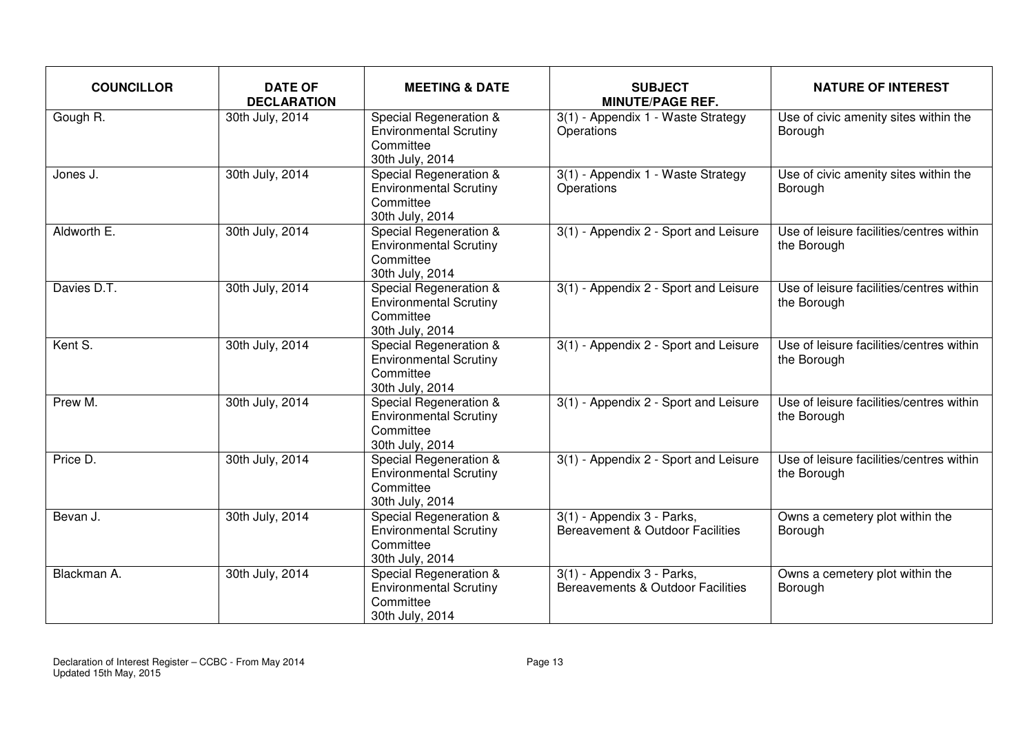| COUNCILLOR | DATE OF DECLARATION | MEETING & DATE | SUBJECT MINUTE/PAGE REF. | NATURE OF INTEREST |
|---|---|---|---|---|
| Gough R. | 30th July, 2014 | Special Regeneration & Environmental Scrutiny Committee 30th July, 2014 | 3(1) - Appendix 1 - Waste Strategy Operations | Use of civic amenity sites within the Borough |
| Jones J. | 30th July, 2014 | Special Regeneration & Environmental Scrutiny Committee 30th July, 2014 | 3(1) - Appendix 1 - Waste Strategy Operations | Use of civic amenity sites within the Borough |
| Aldworth E. | 30th July, 2014 | Special Regeneration & Environmental Scrutiny Committee 30th July, 2014 | 3(1) - Appendix 2 - Sport and Leisure | Use of leisure facilities/centres within the Borough |
| Davies D.T. | 30th July, 2014 | Special Regeneration & Environmental Scrutiny Committee 30th July, 2014 | 3(1) - Appendix 2 - Sport and Leisure | Use of leisure facilities/centres within the Borough |
| Kent S. | 30th July, 2014 | Special Regeneration & Environmental Scrutiny Committee 30th July, 2014 | 3(1) - Appendix 2 - Sport and Leisure | Use of leisure facilities/centres within the Borough |
| Prew M. | 30th July, 2014 | Special Regeneration & Environmental Scrutiny Committee 30th July, 2014 | 3(1) - Appendix 2 - Sport and Leisure | Use of leisure facilities/centres within the Borough |
| Price D. | 30th July, 2014 | Special Regeneration & Environmental Scrutiny Committee 30th July, 2014 | 3(1) - Appendix 2 - Sport and Leisure | Use of leisure facilities/centres within the Borough |
| Bevan J. | 30th July, 2014 | Special Regeneration & Environmental Scrutiny Committee 30th July, 2014 | 3(1) - Appendix 3 - Parks, Bereavement & Outdoor Facilities | Owns a cemetery plot within the Borough |
| Blackman A. | 30th July, 2014 | Special Regeneration & Environmental Scrutiny Committee 30th July, 2014 | 3(1) - Appendix 3 - Parks, Bereavements & Outdoor Facilities | Owns a cemetery plot within the Borough |

Declaration of Interest Register – CCBC - From May 2014
Updated 15th May, 2015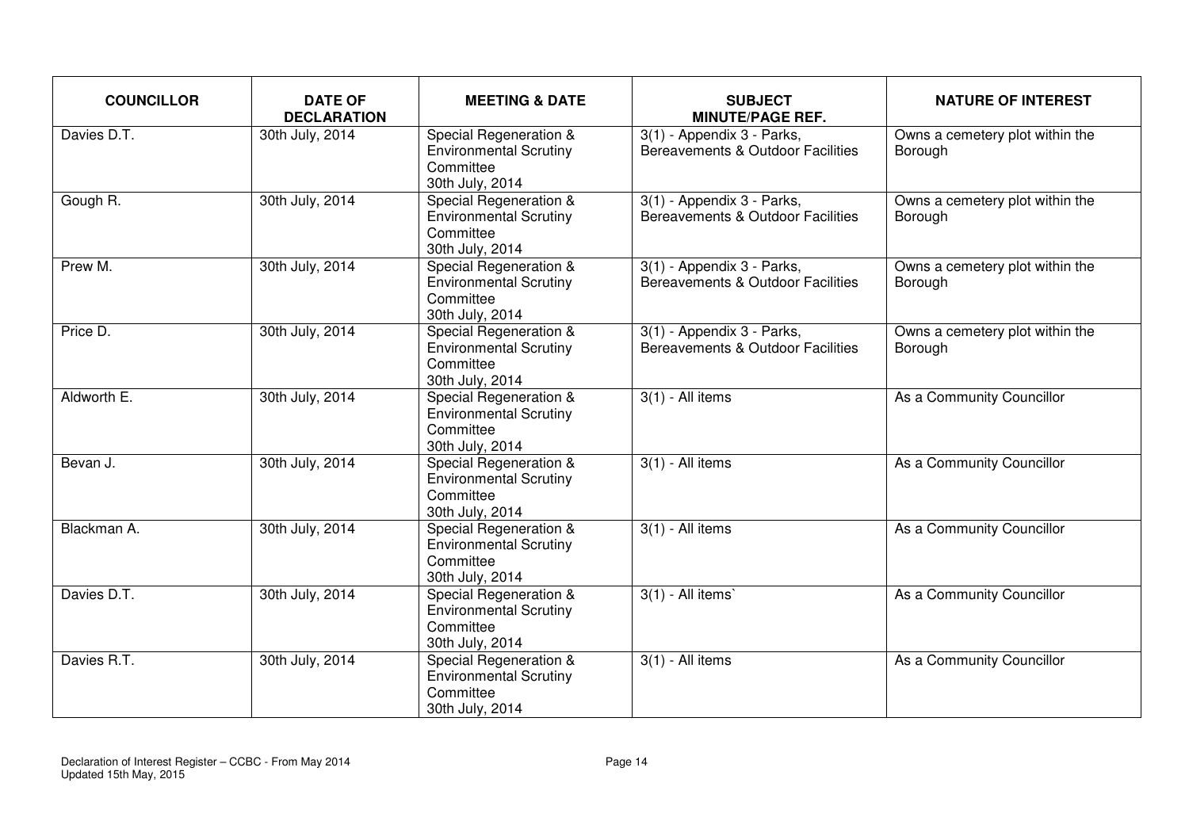| COUNCILLOR | DATE OF DECLARATION | MEETING & DATE | SUBJECT MINUTE/PAGE REF. | NATURE OF INTEREST |
|---|---|---|---|---|
| Davies D.T. | 30th July, 2014 | Special Regeneration & Environmental Scrutiny Committee 30th July, 2014 | 3(1) - Appendix 3 - Parks, Bereavements & Outdoor Facilities | Owns a cemetery plot within the Borough |
| Gough R. | 30th July, 2014 | Special Regeneration & Environmental Scrutiny Committee 30th July, 2014 | 3(1) - Appendix 3 - Parks, Bereavements & Outdoor Facilities | Owns a cemetery plot within the Borough |
| Prew M. | 30th July, 2014 | Special Regeneration & Environmental Scrutiny Committee 30th July, 2014 | 3(1) - Appendix 3 - Parks, Bereavements & Outdoor Facilities | Owns a cemetery plot within the Borough |
| Price D. | 30th July, 2014 | Special Regeneration & Environmental Scrutiny Committee 30th July, 2014 | 3(1) - Appendix 3 - Parks, Bereavements & Outdoor Facilities | Owns a cemetery plot within the Borough |
| Aldworth E. | 30th July, 2014 | Special Regeneration & Environmental Scrutiny Committee 30th July, 2014 | 3(1) - All items | As a Community Councillor |
| Bevan J. | 30th July, 2014 | Special Regeneration & Environmental Scrutiny Committee 30th July, 2014 | 3(1) - All items | As a Community Councillor |
| Blackman A. | 30th July, 2014 | Special Regeneration & Environmental Scrutiny Committee 30th July, 2014 | 3(1) - All items | As a Community Councillor |
| Davies D.T. | 30th July, 2014 | Special Regeneration & Environmental Scrutiny Committee 30th July, 2014 | 3(1) - All items` | As a Community Councillor |
| Davies R.T. | 30th July, 2014 | Special Regeneration & Environmental Scrutiny Committee 30th July, 2014 | 3(1) - All items | As a Community Councillor |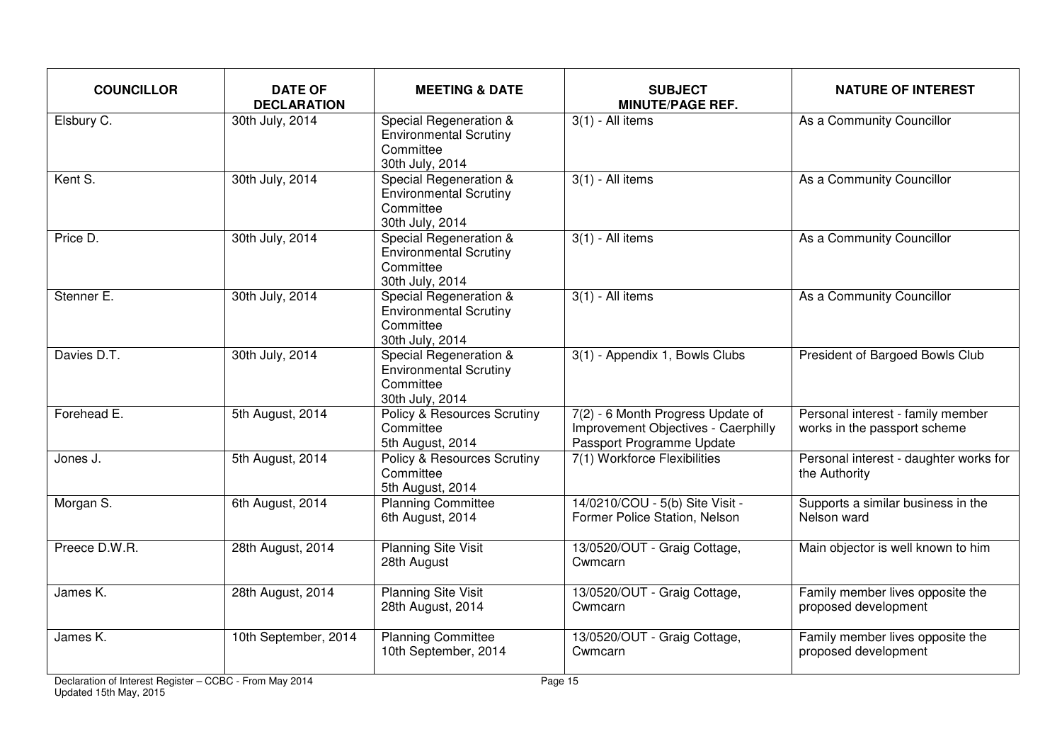| COUNCILLOR | DATE OF DECLARATION | MEETING & DATE | SUBJECT MINUTE/PAGE REF. | NATURE OF INTEREST |
|---|---|---|---|---|
| Elsbury C. | 30th July, 2014 | Special Regeneration & Environmental Scrutiny Committee 30th July, 2014 | 3(1) - All items | As a Community Councillor |
| Kent S. | 30th July, 2014 | Special Regeneration & Environmental Scrutiny Committee 30th July, 2014 | 3(1) - All items | As a Community Councillor |
| Price D. | 30th July, 2014 | Special Regeneration & Environmental Scrutiny Committee 30th July, 2014 | 3(1) - All items | As a Community Councillor |
| Stenner E. | 30th July, 2014 | Special Regeneration & Environmental Scrutiny Committee 30th July, 2014 | 3(1) - All items | As a Community Councillor |
| Davies D.T. | 30th July, 2014 | Special Regeneration & Environmental Scrutiny Committee 30th July, 2014 | 3(1) - Appendix 1, Bowls Clubs | President of Bargoed Bowls Club |
| Forehead E. | 5th August, 2014 | Policy & Resources Scrutiny Committee 5th August, 2014 | 7(2) - 6 Month Progress Update of Improvement Objectives - Caerphilly Passport Programme Update | Personal interest - family member works in the passport scheme |
| Jones J. | 5th August, 2014 | Policy & Resources Scrutiny Committee 5th August, 2014 | 7(1) Workforce Flexibilities | Personal interest - daughter works for the Authority |
| Morgan S. | 6th August, 2014 | Planning Committee 6th August, 2014 | 14/0210/COU - 5(b) Site Visit - Former Police Station, Nelson | Supports a similar business in the Nelson ward |
| Preece D.W.R. | 28th August, 2014 | Planning Site Visit 28th August | 13/0520/OUT - Graig Cottage, Cwmcarn | Main objector is well known to him |
| James K. | 28th August, 2014 | Planning Site Visit 28th August, 2014 | 13/0520/OUT - Graig Cottage, Cwmcarn | Family member lives opposite the proposed development |
| James K. | 10th September, 2014 | Planning Committee 10th September, 2014 | 13/0520/OUT - Graig Cottage, Cwmcarn | Family member lives opposite the proposed development |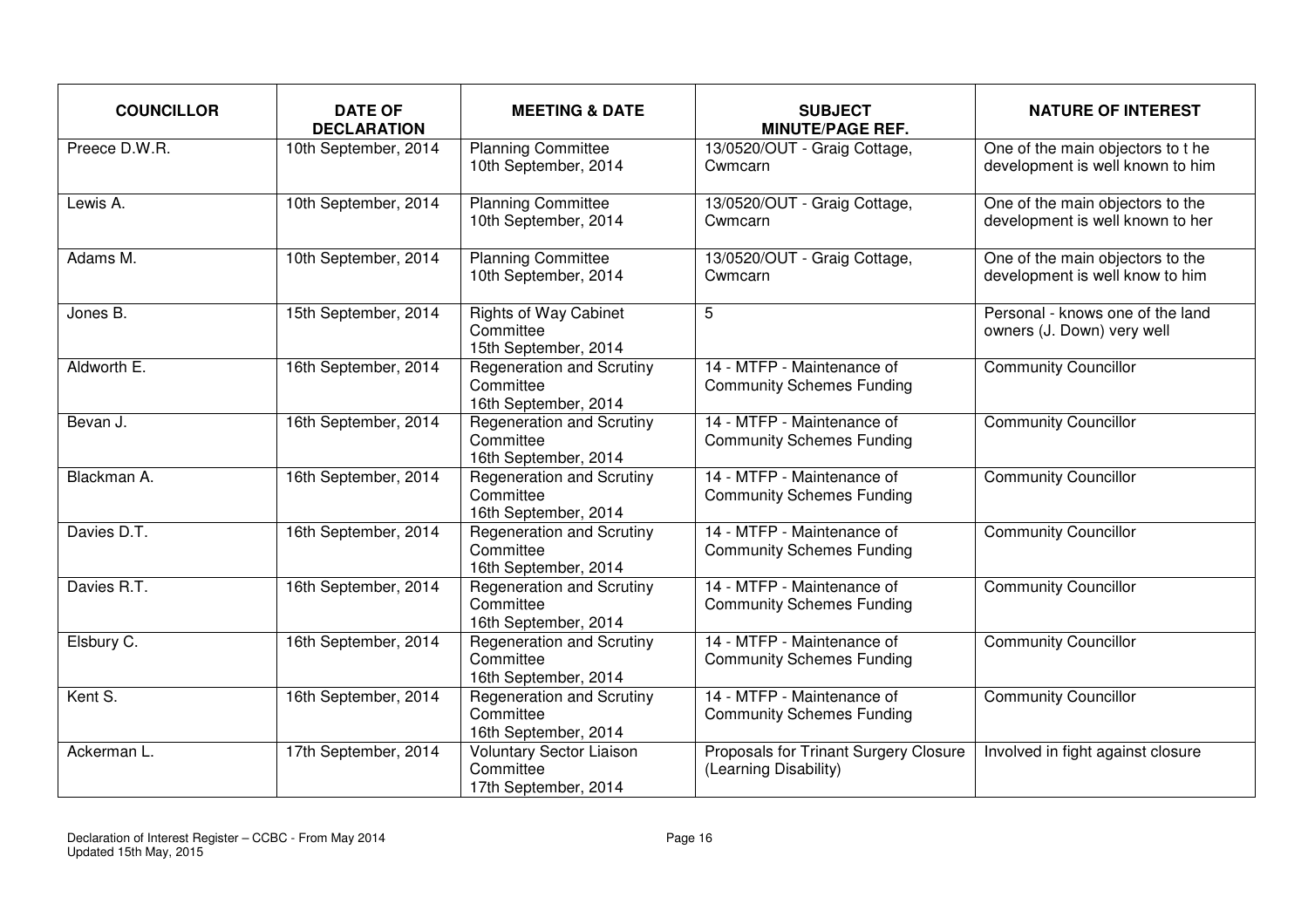| COUNCILLOR | DATE OF DECLARATION | MEETING & DATE | SUBJECT MINUTE/PAGE REF. | NATURE OF INTEREST |
|---|---|---|---|---|
| Preece D.W.R. | 10th September, 2014 | Planning Committee 10th September, 2014 | 13/0520/OUT - Graig Cottage, Cwmcarn | One of the main objectors to t he development is well known to him |
| Lewis A. | 10th September, 2014 | Planning Committee 10th September, 2014 | 13/0520/OUT - Graig Cottage, Cwmcarn | One of the main objectors to the development is well known to her |
| Adams M. | 10th September, 2014 | Planning Committee 10th September, 2014 | 13/0520/OUT - Graig Cottage, Cwmcarn | One of the main objectors to the development is well know to him |
| Jones B. | 15th September, 2014 | Rights of Way Cabinet Committee 15th September, 2014 | 5 | Personal - knows one of the land owners (J. Down) very well |
| Aldworth E. | 16th September, 2014 | Regeneration and Scrutiny Committee 16th September, 2014 | 14 - MTFP - Maintenance of Community Schemes Funding | Community Councillor |
| Bevan J. | 16th September, 2014 | Regeneration and Scrutiny Committee 16th September, 2014 | 14 - MTFP - Maintenance of Community Schemes Funding | Community Councillor |
| Blackman A. | 16th September, 2014 | Regeneration and Scrutiny Committee 16th September, 2014 | 14 - MTFP - Maintenance of Community Schemes Funding | Community Councillor |
| Davies D.T. | 16th September, 2014 | Regeneration and Scrutiny Committee 16th September, 2014 | 14 - MTFP - Maintenance of Community Schemes Funding | Community Councillor |
| Davies R.T. | 16th September, 2014 | Regeneration and Scrutiny Committee 16th September, 2014 | 14 - MTFP - Maintenance of Community Schemes Funding | Community Councillor |
| Elsbury C. | 16th September, 2014 | Regeneration and Scrutiny Committee 16th September, 2014 | 14 - MTFP - Maintenance of Community Schemes Funding | Community Councillor |
| Kent S. | 16th September, 2014 | Regeneration and Scrutiny Committee 16th September, 2014 | 14 - MTFP - Maintenance of Community Schemes Funding | Community Councillor |
| Ackerman L. | 17th September, 2014 | Voluntary Sector Liaison Committee 17th September, 2014 | Proposals for Trinant Surgery Closure (Learning Disability) | Involved in fight against closure |

Declaration of Interest Register – CCBC - From May 2014
Updated 15th May, 2015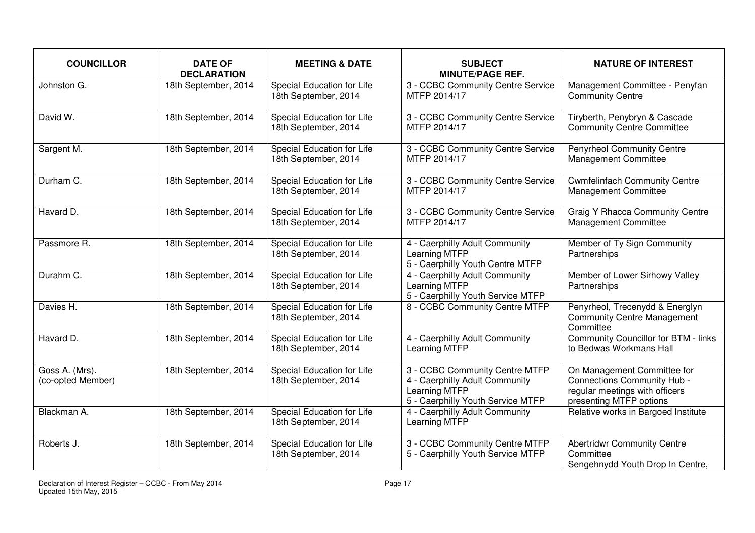| COUNCILLOR | DATE OF DECLARATION | MEETING & DATE | SUBJECT MINUTE/PAGE REF. | NATURE OF INTEREST |
|---|---|---|---|---|
| Johnston G. | 18th September, 2014 | Special Education for Life 18th September, 2014 | 3 - CCBC Community Centre Service MTFP 2014/17 | Management Committee - Penyfan Community Centre |
| David W. | 18th September, 2014 | Special Education for Life 18th September, 2014 | 3 - CCBC Community Centre Service MTFP 2014/17 | Tiryberth, Penybryn & Cascade Community Centre Committee |
| Sargent M. | 18th September, 2014 | Special Education for Life 18th September, 2014 | 3 - CCBC Community Centre Service MTFP 2014/17 | Penyrheol Community Centre Management Committee |
| Durham C. | 18th September, 2014 | Special Education for Life 18th September, 2014 | 3 - CCBC Community Centre Service MTFP 2014/17 | Cwmfelinfach Community Centre Management Committee |
| Havard D. | 18th September, 2014 | Special Education for Life 18th September, 2014 | 3 - CCBC Community Centre Service MTFP 2014/17 | Graig Y Rhacca Community Centre Management Committee |
| Passmore R. | 18th September, 2014 | Special Education for Life 18th September, 2014 | 4 - Caerphilly Adult Community Learning MTFP<br>5 - Caerphilly Youth Centre MTFP | Member of Ty Sign Community Partnerships |
| Durahm C. | 18th September, 2014 | Special Education for Life 18th September, 2014 | 4 - Caerphilly Adult Community Learning MTFP<br>5 - Caerphilly Youth Service MTFP | Member of Lower Sirhowy Valley Partnerships |
| Davies H. | 18th September, 2014 | Special Education for Life 18th September, 2014 | 8 - CCBC Community Centre MTFP | Penyrheol, Trecenydd & Energlyn Community Centre Management Committee |
| Havard D. | 18th September, 2014 | Special Education for Life 18th September, 2014 | 4 - Caerphilly Adult Community Learning MTFP | Community Councillor for BTM - links to Bedwas Workmans Hall |
| Goss A. (Mrs). (co-opted Member) | 18th September, 2014 | Special Education for Life 18th September, 2014 | 3 - CCBC Community Centre MTFP<br>4 - Caerphilly Adult Community Learning MTFP<br>5 - Caerphilly Youth Service MTFP | On Management Committee for Connections Community Hub - regular meetings with officers presenting MTFP options |
| Blackman A. | 18th September, 2014 | Special Education for Life 18th September, 2014 | 4 - Caerphilly Adult Community Learning MTFP | Relative works in Bargoed Institute |
| Roberts J. | 18th September, 2014 | Special Education for Life 18th September, 2014 | 3 - CCBC Community Centre MTFP<br>5 - Caerphilly Youth Service MTFP | Abertridwr Community Centre Committee<br>Sengehnydd Youth Drop In Centre, |

Declaration of Interest Register – CCBC - From May 2014
Updated 15th May, 2015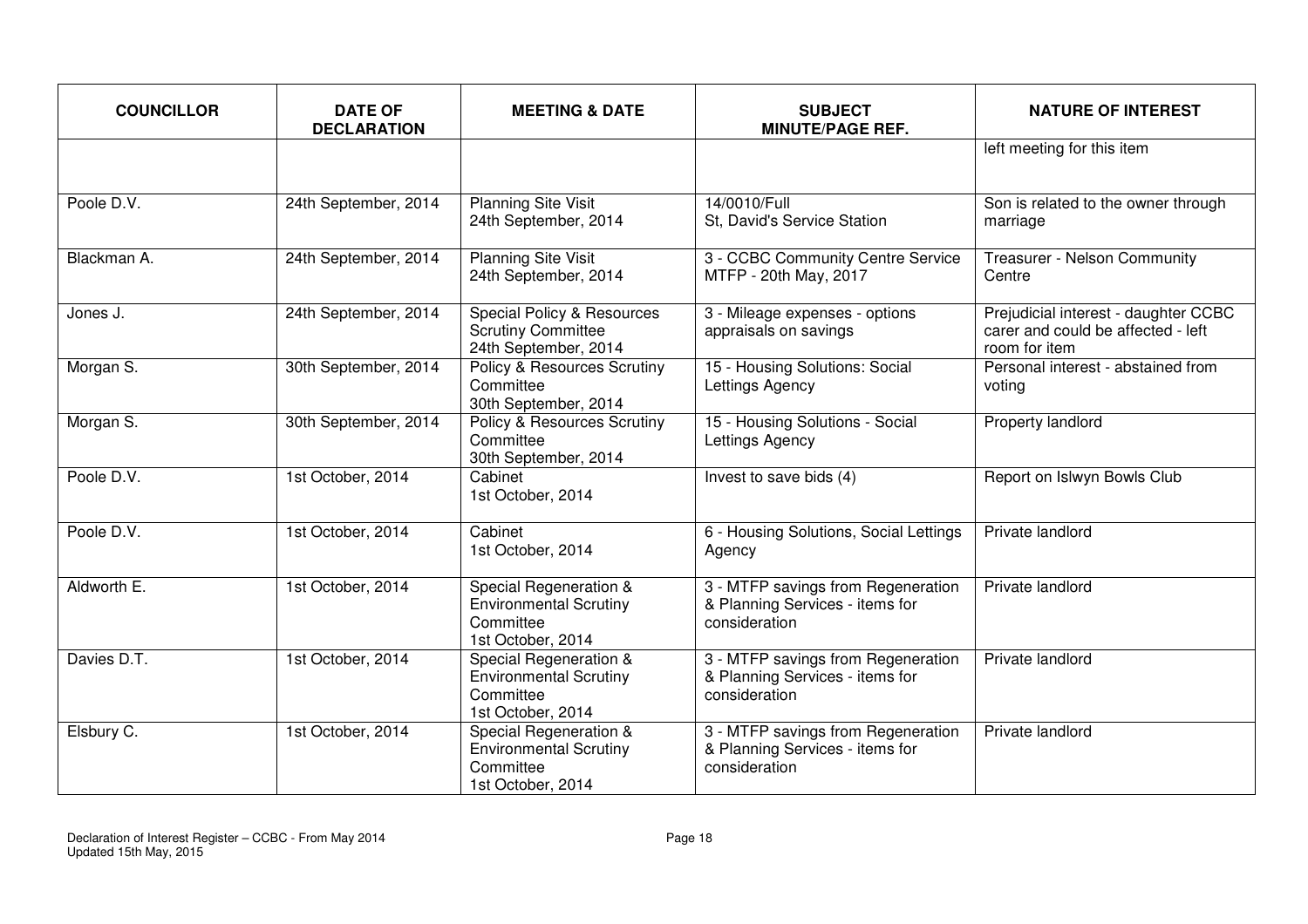| COUNCILLOR | DATE OF DECLARATION | MEETING & DATE | SUBJECT MINUTE/PAGE REF. | NATURE OF INTEREST |
|---|---|---|---|---|
| | | | | left meeting for this item |
| Poole D.V. | 24th September, 2014 | Planning Site Visit 24th September, 2014 | 14/0010/Full St, David's Service Station | Son is related to the owner through marriage |
| Blackman A. | 24th September, 2014 | Planning Site Visit 24th September, 2014 | 3 - CCBC Community Centre Service MTFP - 20th May, 2017 | Treasurer - Nelson Community Centre |
| Jones J. | 24th September, 2014 | Special Policy & Resources Scrutiny Committee 24th September, 2014 | 3 - Mileage expenses - options appraisals on savings | Prejudicial interest - daughter CCBC carer and could be affected - left room for item |
| Morgan S. | 30th September, 2014 | Policy & Resources Scrutiny Committee 30th September, 2014 | 15 - Housing Solutions: Social Lettings Agency | Personal interest - abstained from voting |
| Morgan S. | 30th September, 2014 | Policy & Resources Scrutiny Committee 30th September, 2014 | 15 - Housing Solutions - Social Lettings Agency | Property landlord |
| Poole D.V. | 1st October, 2014 | Cabinet 1st October, 2014 | Invest to save bids (4) | Report on Islwyn Bowls Club |
| Poole D.V. | 1st October, 2014 | Cabinet 1st October, 2014 | 6 - Housing Solutions, Social Lettings Agency | Private landlord |
| Aldworth E. | 1st October, 2014 | Special Regeneration & Environmental Scrutiny Committee 1st October, 2014 | 3 - MTFP savings from Regeneration & Planning Services - items for consideration | Private landlord |
| Davies D.T. | 1st October, 2014 | Special Regeneration & Environmental Scrutiny Committee 1st October, 2014 | 3 - MTFP savings from Regeneration & Planning Services - items for consideration | Private landlord |
| Elsbury C. | 1st October, 2014 | Special Regeneration & Environmental Scrutiny Committee 1st October, 2014 | 3 - MTFP savings from Regeneration & Planning Services - items for consideration | Private landlord |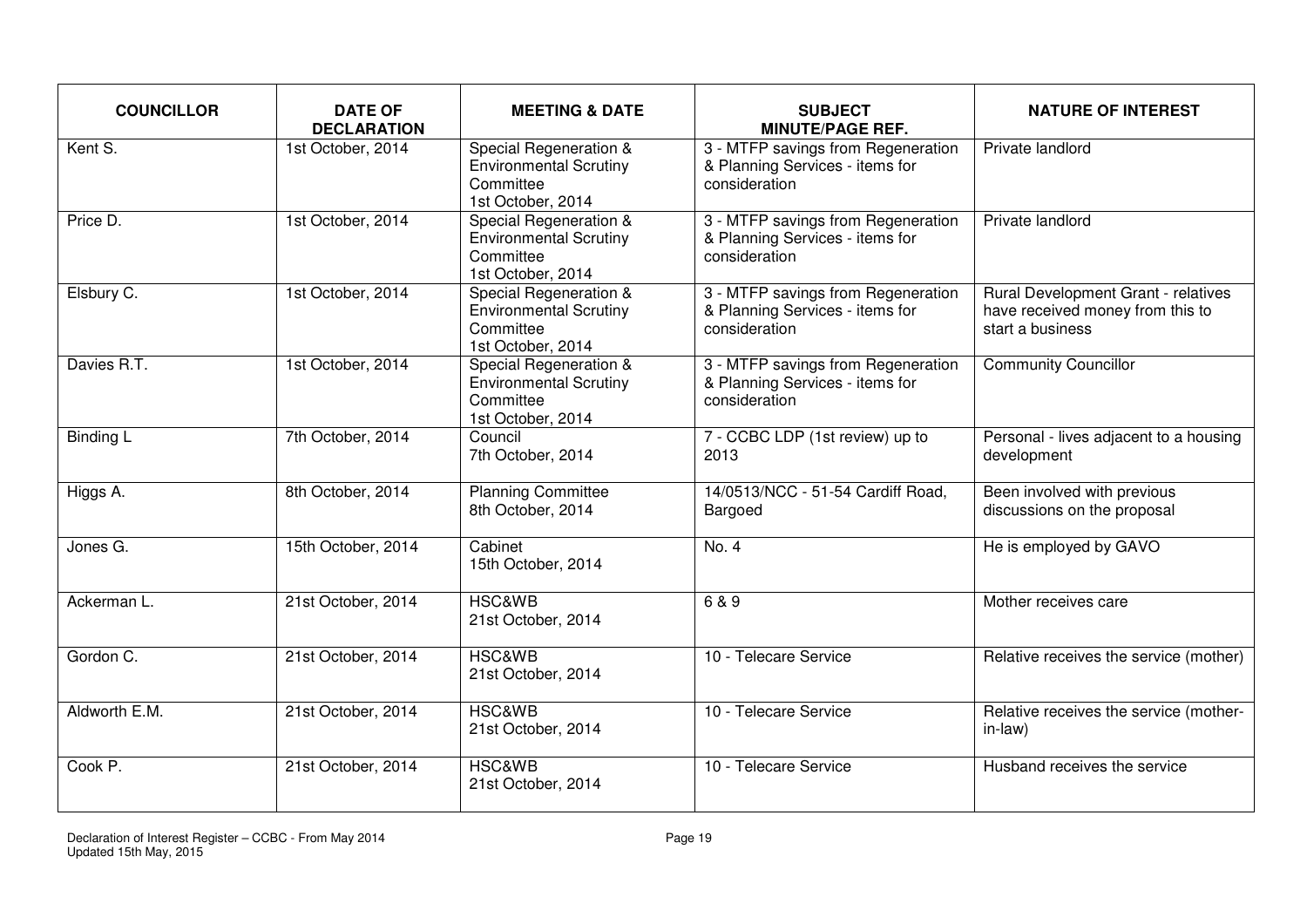| COUNCILLOR | DATE OF DECLARATION | MEETING & DATE | SUBJECT MINUTE/PAGE REF. | NATURE OF INTEREST |
|---|---|---|---|---|
| Kent S. | 1st October, 2014 | Special Regeneration & Environmental Scrutiny Committee 1st October, 2014 | 3 - MTFP savings from Regeneration & Planning Services - items for consideration | Private landlord |
| Price D. | 1st October, 2014 | Special Regeneration & Environmental Scrutiny Committee 1st October, 2014 | 3 - MTFP savings from Regeneration & Planning Services - items for consideration | Private landlord |
| Elsbury C. | 1st October, 2014 | Special Regeneration & Environmental Scrutiny Committee 1st October, 2014 | 3 - MTFP savings from Regeneration & Planning Services - items for consideration | Rural Development Grant - relatives have received money from this to start a business |
| Davies R.T. | 1st October, 2014 | Special Regeneration & Environmental Scrutiny Committee 1st October, 2014 | 3 - MTFP savings from Regeneration & Planning Services - items for consideration | Community Councillor |
| Binding L | 7th October, 2014 | Council 7th October, 2014 | 7 - CCBC LDP (1st review) up to 2013 | Personal - lives adjacent to a housing development |
| Higgs A. | 8th October, 2014 | Planning Committee 8th October, 2014 | 14/0513/NCC - 51-54 Cardiff Road, Bargoed | Been involved with previous discussions on the proposal |
| Jones G. | 15th October, 2014 | Cabinet 15th October, 2014 | No. 4 | He is employed by GAVO |
| Ackerman L. | 21st October, 2014 | HSC&WB 21st October, 2014 | 6 & 9 | Mother receives care |
| Gordon C. | 21st October, 2014 | HSC&WB 21st October, 2014 | 10 - Telecare Service | Relative receives the service (mother) |
| Aldworth E.M. | 21st October, 2014 | HSC&WB 21st October, 2014 | 10 - Telecare Service | Relative receives the service (mother-in-law) |
| Cook P. | 21st October, 2014 | HSC&WB 21st October, 2014 | 10 - Telecare Service | Husband receives the service |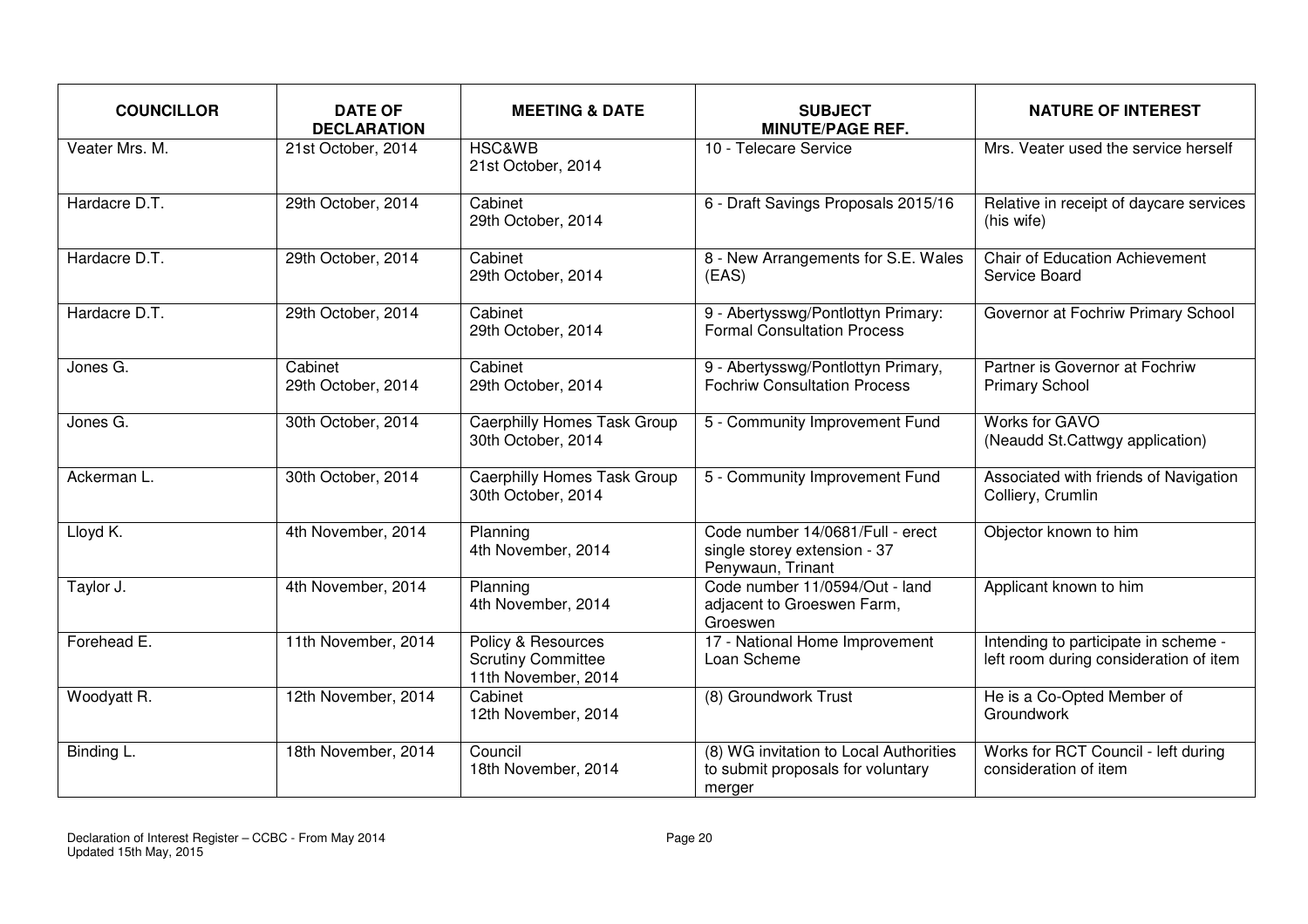| COUNCILLOR | DATE OF DECLARATION | MEETING & DATE | SUBJECT MINUTE/PAGE REF. | NATURE OF INTEREST |
|---|---|---|---|---|
| Veater Mrs. M. | 21st October, 2014 | HSC&WB 21st October, 2014 | 10 - Telecare Service | Mrs. Veater used the service herself |
| Hardacre D.T. | 29th October, 2014 | Cabinet 29th October, 2014 | 6 - Draft Savings Proposals 2015/16 | Relative in receipt of daycare services (his wife) |
| Hardacre D.T. | 29th October, 2014 | Cabinet 29th October, 2014 | 8 - New Arrangements for S.E. Wales (EAS) | Chair of Education Achievement Service Board |
| Hardacre D.T. | 29th October, 2014 | Cabinet 29th October, 2014 | 9 - Abertysswg/Pontlottyn Primary: Formal Consultation Process | Governor at Fochriw Primary School |
| Jones G. | Cabinet 29th October, 2014 | Cabinet 29th October, 2014 | 9 - Abertysswg/Pontlottyn Primary, Fochriw Consultation Process | Partner is Governor at Fochriw Primary School |
| Jones G. | 30th October, 2014 | Caerphilly Homes Task Group 30th October, 2014 | 5 - Community Improvement Fund | Works for GAVO (Neaudd St.Cattwgy application) |
| Ackerman L. | 30th October, 2014 | Caerphilly Homes Task Group 30th October, 2014 | 5 - Community Improvement Fund | Associated with friends of Navigation Colliery, Crumlin |
| Lloyd K. | 4th November, 2014 | Planning 4th November, 2014 | Code number 14/0681/Full - erect single storey extension - 37 Penywaun, Trinant | Objector known to him |
| Taylor J. | 4th November, 2014 | Planning 4th November, 2014 | Code number 11/0594/Out - land adjacent to Groeswen Farm, Groeswen | Applicant known to him |
| Forehead E. | 11th November, 2014 | Policy & Resources Scrutiny Committee 11th November, 2014 | 17 - National Home Improvement Loan Scheme | Intending to participate in scheme - left room during consideration of item |
| Woodyatt R. | 12th November, 2014 | Cabinet 12th November, 2014 | (8) Groundwork Trust | He is a Co-Opted Member of Groundwork |
| Binding L. | 18th November, 2014 | Council 18th November, 2014 | (8) WG invitation to Local Authorities to submit proposals for voluntary merger | Works for RCT Council - left during consideration of item |

Declaration of Interest Register – CCBC - From May 2014
Updated 15th May, 2015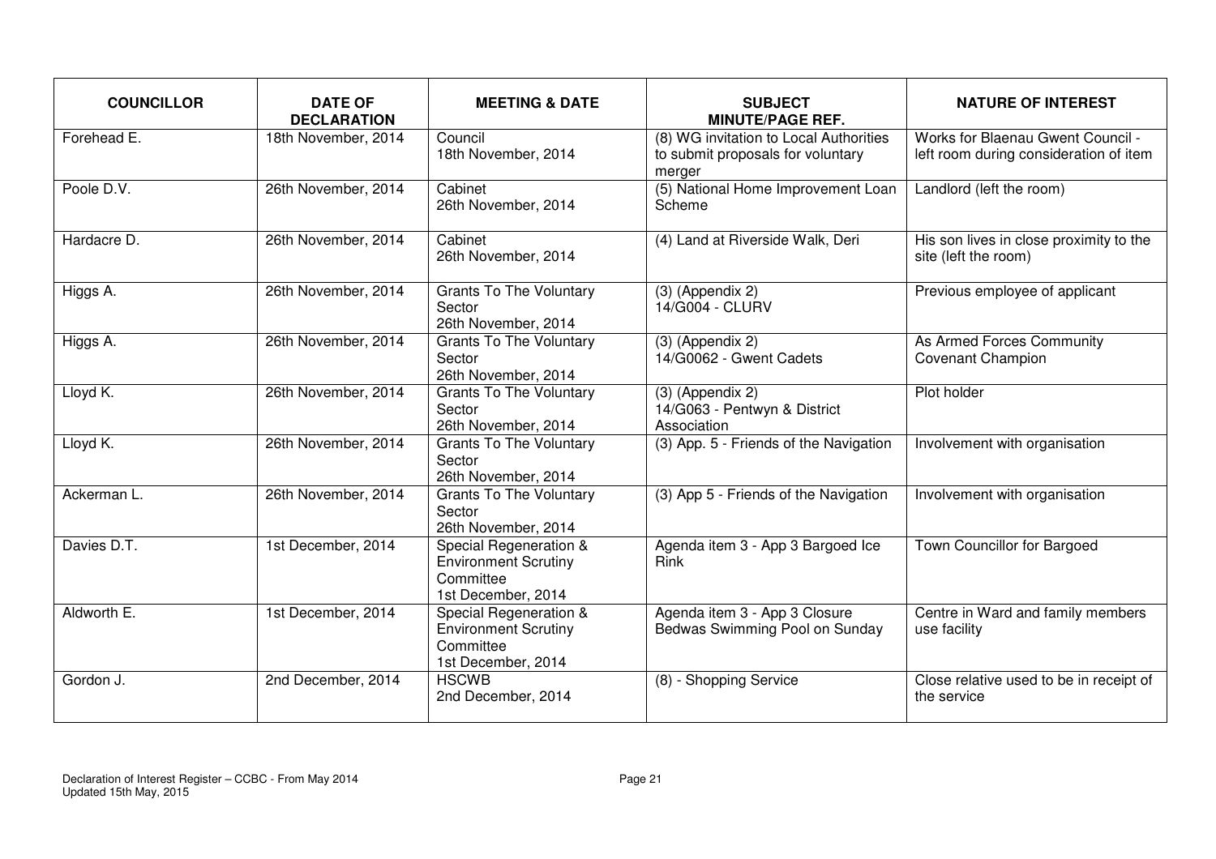| COUNCILLOR | DATE OF DECLARATION | MEETING & DATE | SUBJECT MINUTE/PAGE REF. | NATURE OF INTEREST |
|---|---|---|---|---|
| Forehead E. | 18th November, 2014 | Council 18th November, 2014 | (8) WG invitation to Local Authorities to submit proposals for voluntary merger | Works for Blaenau Gwent Council - left room during consideration of item |
| Poole D.V. | 26th November, 2014 | Cabinet 26th November, 2014 | (5) National Home Improvement Loan Scheme | Landlord (left the room) |
| Hardacre D. | 26th November, 2014 | Cabinet 26th November, 2014 | (4) Land at Riverside Walk, Deri | His son lives in close proximity to the site (left the room) |
| Higgs A. | 26th November, 2014 | Grants To The Voluntary Sector 26th November, 2014 | (3) (Appendix 2) 14/G004 - CLURV | Previous employee of applicant |
| Higgs A. | 26th November, 2014 | Grants To The Voluntary Sector 26th November, 2014 | (3) (Appendix 2) 14/G0062 - Gwent Cadets | As Armed Forces Community Covenant Champion |
| Lloyd K. | 26th November, 2014 | Grants To The Voluntary Sector 26th November, 2014 | (3) (Appendix 2) 14/G063 - Pentwyn & District Association | Plot holder |
| Lloyd K. | 26th November, 2014 | Grants To The Voluntary Sector 26th November, 2014 | (3) App. 5 - Friends of the Navigation | Involvement with organisation |
| Ackerman L. | 26th November, 2014 | Grants To The Voluntary Sector 26th November, 2014 | (3) App 5 - Friends of the Navigation | Involvement with organisation |
| Davies D.T. | 1st December, 2014 | Special Regeneration & Environment Scrutiny Committee 1st December, 2014 | Agenda item 3 - App 3 Bargoed Ice Rink | Town Councillor for Bargoed |
| Aldworth E. | 1st December, 2014 | Special Regeneration & Environment Scrutiny Committee 1st December, 2014 | Agenda item 3 - App 3 Closure Bedwas Swimming Pool on Sunday | Centre in Ward and family members use facility |
| Gordon J. | 2nd December, 2014 | HSCWB 2nd December, 2014 | (8) - Shopping Service | Close relative used to be in receipt of the service |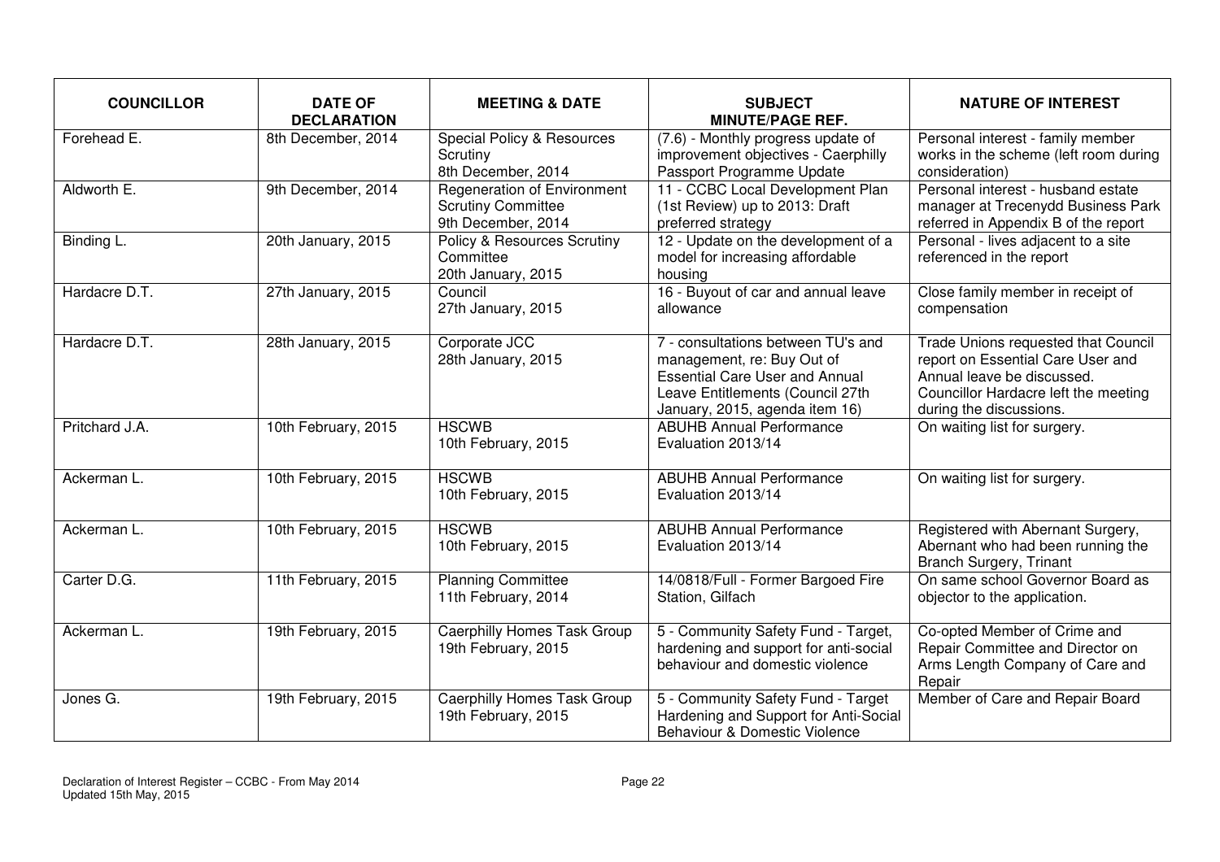| COUNCILLOR | DATE OF DECLARATION | MEETING & DATE | SUBJECT MINUTE/PAGE REF. | NATURE OF INTEREST |
|---|---|---|---|---|
| Forehead E. | 8th December, 2014 | Special Policy & Resources Scrutiny 8th December, 2014 | (7.6) - Monthly progress update of improvement objectives - Caerphilly Passport Programme Update | Personal interest - family member works in the scheme (left room during consideration) |
| Aldworth E. | 9th December, 2014 | Regeneration of Environment Scrutiny Committee 9th December, 2014 | 11 - CCBC Local Development Plan (1st Review) up to 2013: Draft preferred strategy | Personal interest - husband estate manager at Trecenydd Business Park referred in Appendix B of the report |
| Binding L. | 20th January, 2015 | Policy & Resources Scrutiny Committee 20th January, 2015 | 12 - Update on the development of a model for increasing affordable housing | Personal - lives adjacent to a site referenced in the report |
| Hardacre D.T. | 27th January, 2015 | Council 27th January, 2015 | 16 - Buyout of car and annual leave allowance | Close family member in receipt of compensation |
| Hardacre D.T. | 28th January, 2015 | Corporate JCC 28th January, 2015 | 7 - consultations between TU's and management, re: Buy Out of Essential Care User and Annual Leave Entitlements (Council 27th January, 2015, agenda item 16) | Trade Unions requested that Council report on Essential Care User and Annual leave be discussed. Councillor Hardacre left the meeting during the discussions. |
| Pritchard J.A. | 10th February, 2015 | HSCWB 10th February, 2015 | ABUHB Annual Performance Evaluation 2013/14 | On waiting list for surgery. |
| Ackerman L. | 10th February, 2015 | HSCWB 10th February, 2015 | ABUHB Annual Performance Evaluation 2013/14 | On waiting list for surgery. |
| Ackerman L. | 10th February, 2015 | HSCWB 10th February, 2015 | ABUHB Annual Performance Evaluation 2013/14 | Registered with Abernant Surgery, Abernant who had been running the Branch Surgery, Trinant |
| Carter D.G. | 11th February, 2015 | Planning Committee 11th February, 2014 | 14/0818/Full - Former Bargoed Fire Station, Gilfach | On same school Governor Board as objector to the application. |
| Ackerman L. | 19th February, 2015 | Caerphilly Homes Task Group 19th February, 2015 | 5 - Community Safety Fund - Target, hardening and support for anti-social behaviour and domestic violence | Co-opted Member of Crime and Repair Committee and Director on Arms Length Company of Care and Repair |
| Jones G. | 19th February, 2015 | Caerphilly Homes Task Group 19th February, 2015 | 5 - Community Safety Fund - Target Hardening and Support for Anti-Social Behaviour & Domestic Violence | Member of Care and Repair Board |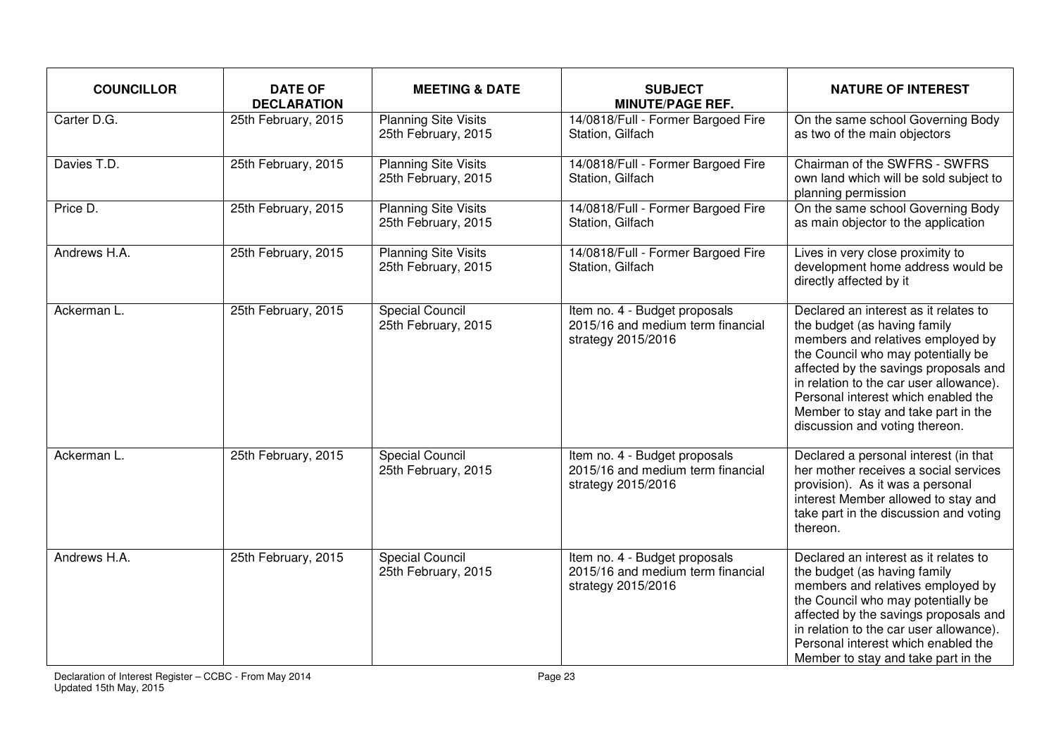| COUNCILLOR | DATE OF DECLARATION | MEETING & DATE | SUBJECT MINUTE/PAGE REF. | NATURE OF INTEREST |
|---|---|---|---|---|
| Carter D.G. | 25th February, 2015 | Planning Site Visits 25th February, 2015 | 14/0818/Full - Former Bargoed Fire Station, Gilfach | On the same school Governing Body as two of the main objectors |
| Davies T.D. | 25th February, 2015 | Planning Site Visits 25th February, 2015 | 14/0818/Full - Former Bargoed Fire Station, Gilfach | Chairman of the SWFRS - SWFRS own land which will be sold subject to planning permission |
| Price D. | 25th February, 2015 | Planning Site Visits 25th February, 2015 | 14/0818/Full - Former Bargoed Fire Station, Gilfach | On the same school Governing Body as main objector to the application |
| Andrews H.A. | 25th February, 2015 | Planning Site Visits 25th February, 2015 | 14/0818/Full - Former Bargoed Fire Station, Gilfach | Lives in very close proximity to development home address would be directly affected by it |
| Ackerman L. | 25th February, 2015 | Special Council 25th February, 2015 | Item no. 4 - Budget proposals 2015/16 and medium term financial strategy 2015/2016 | Declared an interest as it relates to the budget (as having family members and relatives employed by the Council who may potentially be affected by the savings proposals and in relation to the car user allowance). Personal interest which enabled the Member to stay and take part in the discussion and voting thereon. |
| Ackerman L. | 25th February, 2015 | Special Council 25th February, 2015 | Item no. 4 - Budget proposals 2015/16 and medium term financial strategy 2015/2016 | Declared a personal interest (in that her mother receives a social services provision). As it was a personal interest Member allowed to stay and take part in the discussion and voting thereon. |
| Andrews H.A. | 25th February, 2015 | Special Council 25th February, 2015 | Item no. 4 - Budget proposals 2015/16 and medium term financial strategy 2015/2016 | Declared an interest as it relates to the budget (as having family members and relatives employed by the Council who may potentially be affected by the savings proposals and in relation to the car user allowance). Personal interest which enabled the Member to stay and take part in the |

Declaration of Interest Register – CCBC - From May 2014
Updated 15th May, 2015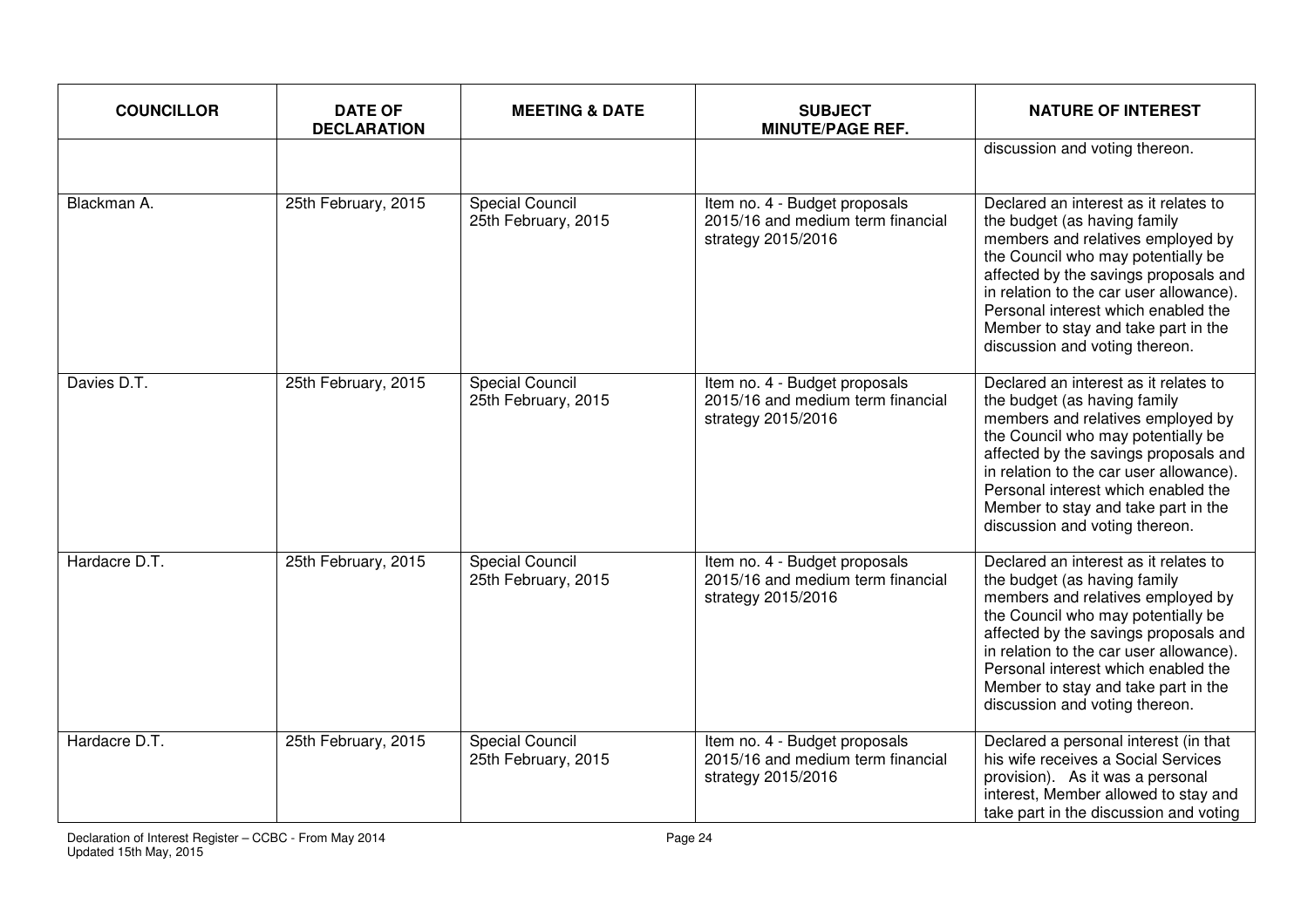| COUNCILLOR | DATE OF DECLARATION | MEETING & DATE | SUBJECT MINUTE/PAGE REF. | NATURE OF INTEREST |
|---|---|---|---|---|
| | | | | discussion and voting thereon. |
| Blackman A. | 25th February, 2015 | Special Council 25th February, 2015 | Item no. 4 - Budget proposals 2015/16 and medium term financial strategy 2015/2016 | Declared an interest as it relates to the budget (as having family members and relatives employed by the Council who may potentially be affected by the savings proposals and in relation to the car user allowance). Personal interest which enabled the Member to stay and take part in the discussion and voting thereon. |
| Davies D.T. | 25th February, 2015 | Special Council 25th February, 2015 | Item no. 4 - Budget proposals 2015/16 and medium term financial strategy 2015/2016 | Declared an interest as it relates to the budget (as having family members and relatives employed by the Council who may potentially be affected by the savings proposals and in relation to the car user allowance). Personal interest which enabled the Member to stay and take part in the discussion and voting thereon. |
| Hardacre D.T. | 25th February, 2015 | Special Council 25th February, 2015 | Item no. 4 - Budget proposals 2015/16 and medium term financial strategy 2015/2016 | Declared an interest as it relates to the budget (as having family members and relatives employed by the Council who may potentially be affected by the savings proposals and in relation to the car user allowance). Personal interest which enabled the Member to stay and take part in the discussion and voting thereon. |
| Hardacre D.T. | 25th February, 2015 | Special Council 25th February, 2015 | Item no. 4 - Budget proposals 2015/16 and medium term financial strategy 2015/2016 | Declared a personal interest (in that his wife receives a Social Services provision). As it was a personal interest, Member allowed to stay and take part in the discussion and voting |

Declaration of Interest Register – CCBC - From May 2014
Updated 15th May, 2015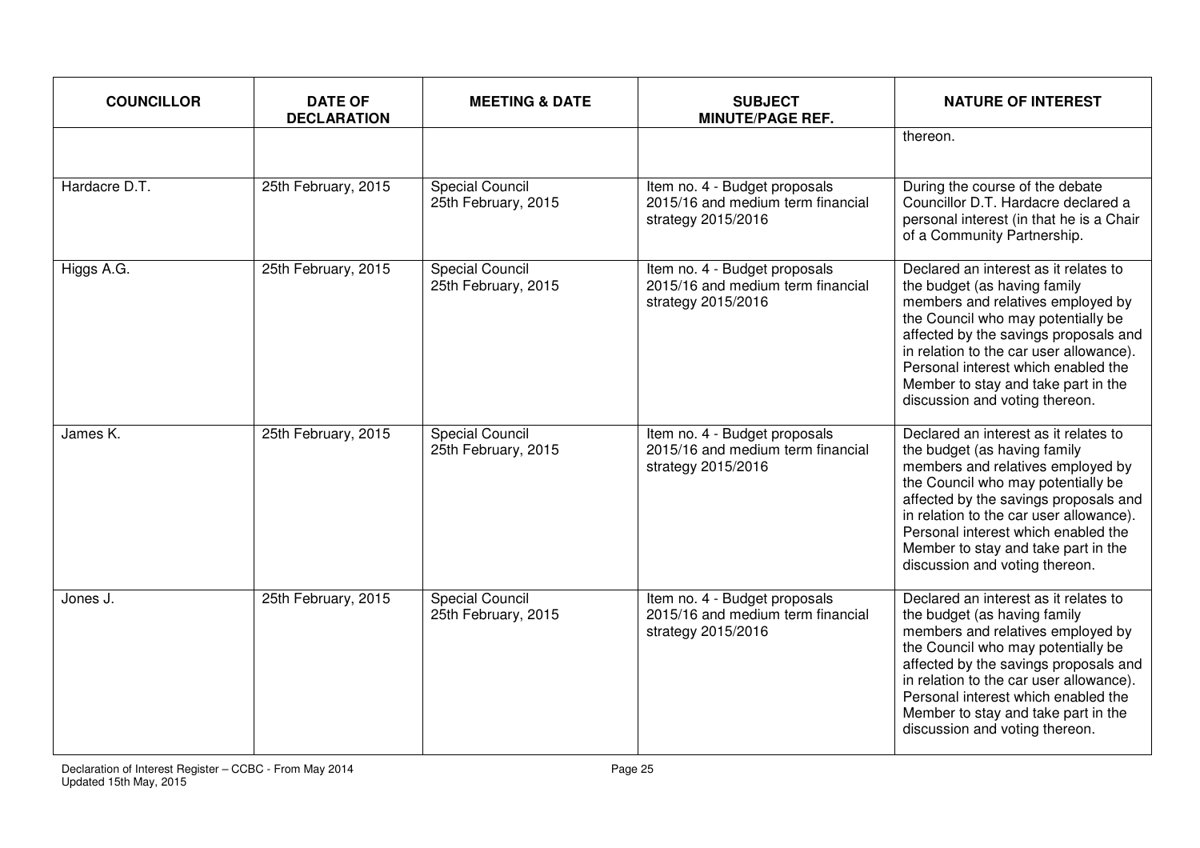| COUNCILLOR | DATE OF DECLARATION | MEETING & DATE | SUBJECT MINUTE/PAGE REF. | NATURE OF INTEREST |
|---|---|---|---|---|
| | | | | thereon. |
| Hardacre D.T. | 25th February, 2015 | Special Council 25th February, 2015 | Item no. 4 - Budget proposals 2015/16 and medium term financial strategy 2015/2016 | During the course of the debate Councillor D.T. Hardacre declared a personal interest (in that he is a Chair of a Community Partnership. |
| Higgs A.G. | 25th February, 2015 | Special Council 25th February, 2015 | Item no. 4 - Budget proposals 2015/16 and medium term financial strategy 2015/2016 | Declared an interest as it relates to the budget (as having family members and relatives employed by the Council who may potentially be affected by the savings proposals and in relation to the car user allowance). Personal interest which enabled the Member to stay and take part in the discussion and voting thereon. |
| James K. | 25th February, 2015 | Special Council 25th February, 2015 | Item no. 4 - Budget proposals 2015/16 and medium term financial strategy 2015/2016 | Declared an interest as it relates to the budget (as having family members and relatives employed by the Council who may potentially be affected by the savings proposals and in relation to the car user allowance). Personal interest which enabled the Member to stay and take part in the discussion and voting thereon. |
| Jones J. | 25th February, 2015 | Special Council 25th February, 2015 | Item no. 4 - Budget proposals 2015/16 and medium term financial strategy 2015/2016 | Declared an interest as it relates to the budget (as having family members and relatives employed by the Council who may potentially be affected by the savings proposals and in relation to the car user allowance). Personal interest which enabled the Member to stay and take part in the discussion and voting thereon. |

Declaration of Interest Register – CCBC - From May 2014
Updated 15th May, 2015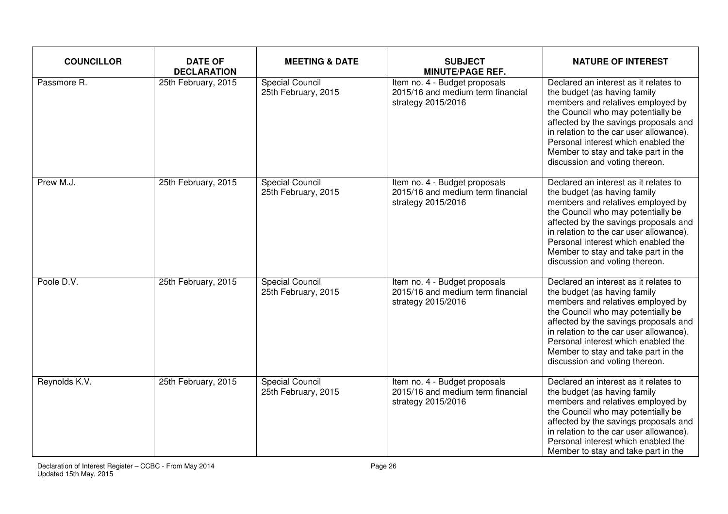| COUNCILLOR | DATE OF DECLARATION | MEETING & DATE | SUBJECT MINUTE/PAGE REF. | NATURE OF INTEREST |
|---|---|---|---|---|
| Passmore R. | 25th February, 2015 | Special Council 25th February, 2015 | Item no. 4 - Budget proposals 2015/16 and medium term financial strategy 2015/2016 | Declared an interest as it relates to the budget (as having family members and relatives employed by the Council who may potentially be affected by the savings proposals and in relation to the car user allowance). Personal interest which enabled the Member to stay and take part in the discussion and voting thereon. |
| Prew M.J. | 25th February, 2015 | Special Council 25th February, 2015 | Item no. 4 - Budget proposals 2015/16 and medium term financial strategy 2015/2016 | Declared an interest as it relates to the budget (as having family members and relatives employed by the Council who may potentially be affected by the savings proposals and in relation to the car user allowance). Personal interest which enabled the Member to stay and take part in the discussion and voting thereon. |
| Poole D.V. | 25th February, 2015 | Special Council 25th February, 2015 | Item no. 4 - Budget proposals 2015/16 and medium term financial strategy 2015/2016 | Declared an interest as it relates to the budget (as having family members and relatives employed by the Council who may potentially be affected by the savings proposals and in relation to the car user allowance). Personal interest which enabled the Member to stay and take part in the discussion and voting thereon. |
| Reynolds K.V. | 25th February, 2015 | Special Council 25th February, 2015 | Item no. 4 - Budget proposals 2015/16 and medium term financial strategy 2015/2016 | Declared an interest as it relates to the budget (as having family members and relatives employed by the Council who may potentially be affected by the savings proposals and in relation to the car user allowance). Personal interest which enabled the Member to stay and take part in the |

Declaration of Interest Register – CCBC - From May 2014
Updated 15th May, 2015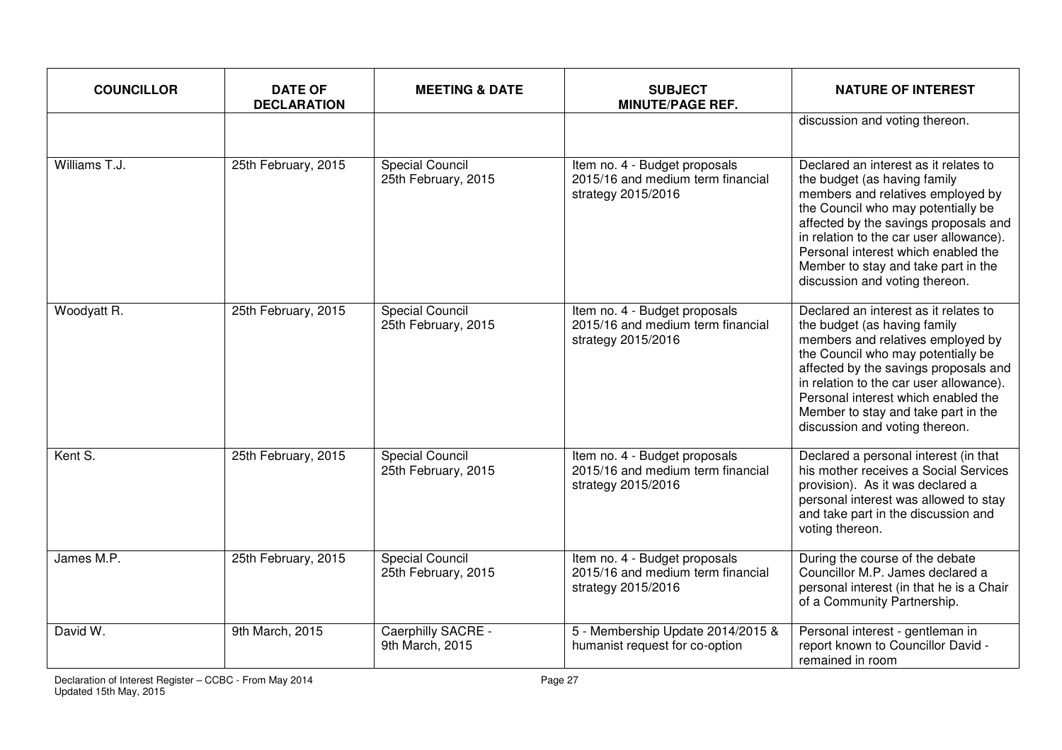| COUNCILLOR | DATE OF DECLARATION | MEETING & DATE | SUBJECT MINUTE/PAGE REF. | NATURE OF INTEREST |
|---|---|---|---|---|
| | | | | discussion and voting thereon. |
| Williams T.J. | 25th February, 2015 | Special Council 25th February, 2015 | Item no. 4 - Budget proposals 2015/16 and medium term financial strategy 2015/2016 | Declared an interest as it relates to the budget (as having family members and relatives employed by the Council who may potentially be affected by the savings proposals and in relation to the car user allowance). Personal interest which enabled the Member to stay and take part in the discussion and voting thereon. |
| Woodyatt R. | 25th February, 2015 | Special Council 25th February, 2015 | Item no. 4 - Budget proposals 2015/16 and medium term financial strategy 2015/2016 | Declared an interest as it relates to the budget (as having family members and relatives employed by the Council who may potentially be affected by the savings proposals and in relation to the car user allowance). Personal interest which enabled the Member to stay and take part in the discussion and voting thereon. |
| Kent S. | 25th February, 2015 | Special Council 25th February, 2015 | Item no. 4 - Budget proposals 2015/16 and medium term financial strategy 2015/2016 | Declared a personal interest (in that his mother receives a Social Services provision). As it was declared a personal interest was allowed to stay and take part in the discussion and voting thereon. |
| James M.P. | 25th February, 2015 | Special Council 25th February, 2015 | Item no. 4 - Budget proposals 2015/16 and medium term financial strategy 2015/2016 | During the course of the debate Councillor M.P. James declared a personal interest (in that he is a Chair of a Community Partnership. |
| David W. | 9th March, 2015 | Caerphilly SACRE - 9th March, 2015 | 5 - Membership Update 2014/2015 & humanist request for co-option | Personal interest - gentleman in report known to Councillor David - remained in room |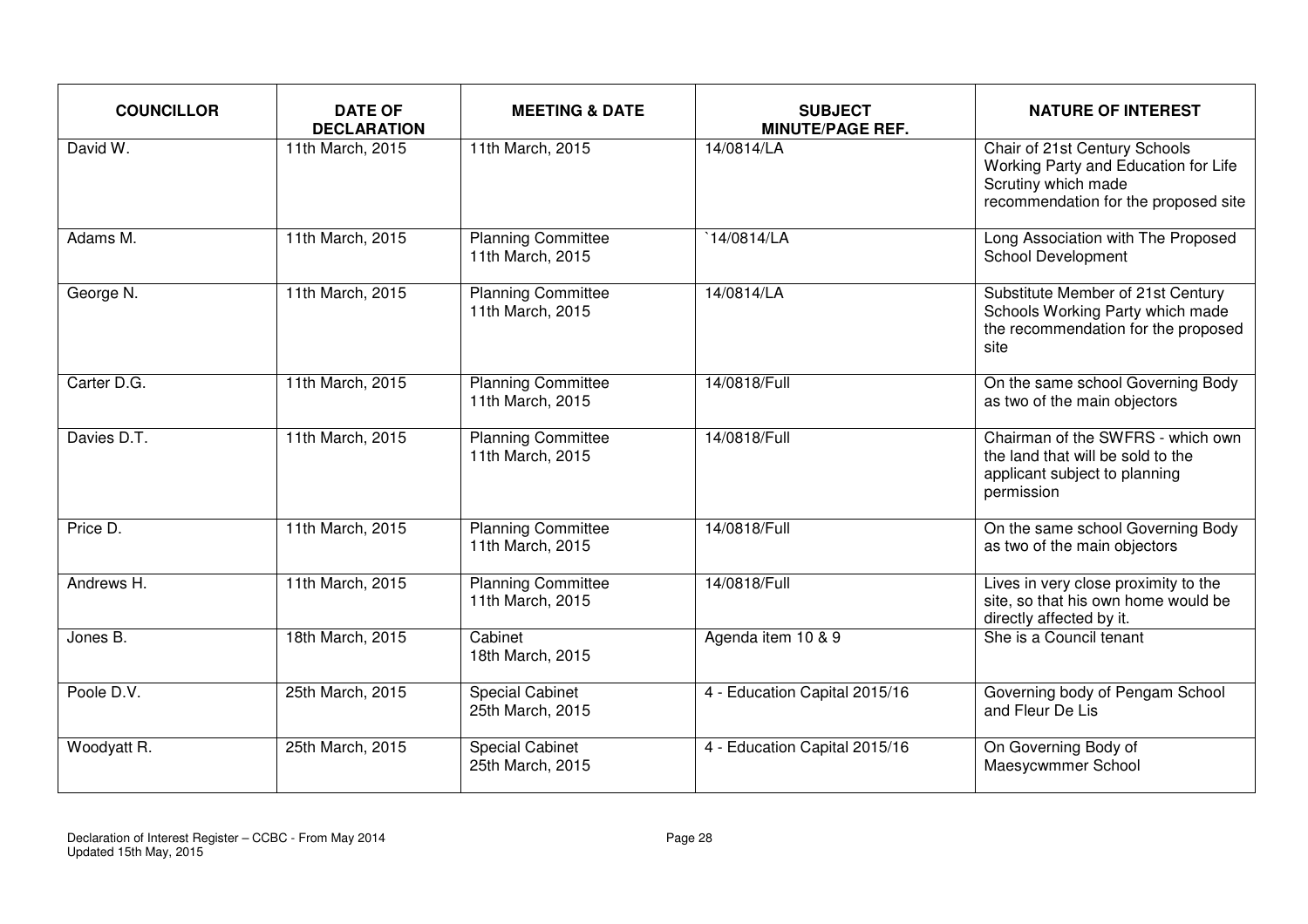| COUNCILLOR | DATE OF DECLARATION | MEETING & DATE | SUBJECT MINUTE/PAGE REF. | NATURE OF INTEREST |
|---|---|---|---|---|
| David W. | 11th March, 2015 | 11th March, 2015 | 14/0814/LA | Chair of 21st Century Schools Working Party and Education for Life Scrutiny which made recommendation for the proposed site |
| Adams M. | 11th March, 2015 | Planning Committee 11th March, 2015 | `14/0814/LA | Long Association with The Proposed School Development |
| George N. | 11th March, 2015 | Planning Committee 11th March, 2015 | 14/0814/LA | Substitute Member of 21st Century Schools Working Party which made the recommendation for the proposed site |
| Carter D.G. | 11th March, 2015 | Planning Committee 11th March, 2015 | 14/0818/Full | On the same school Governing Body as two of the main objectors |
| Davies D.T. | 11th March, 2015 | Planning Committee 11th March, 2015 | 14/0818/Full | Chairman of the SWFRS - which own the land that will be sold to the applicant subject to planning permission |
| Price D. | 11th March, 2015 | Planning Committee 11th March, 2015 | 14/0818/Full | On the same school Governing Body as two of the main objectors |
| Andrews H. | 11th March, 2015 | Planning Committee 11th March, 2015 | 14/0818/Full | Lives in very close proximity to the site, so that his own home would be directly affected by it. |
| Jones B. | 18th March, 2015 | Cabinet 18th March, 2015 | Agenda item 10 & 9 | She is a Council tenant |
| Poole D.V. | 25th March, 2015 | Special Cabinet 25th March, 2015 | 4 - Education Capital 2015/16 | Governing body of Pengam School and Fleur De Lis |
| Woodyatt R. | 25th March, 2015 | Special Cabinet 25th March, 2015 | 4 - Education Capital 2015/16 | On Governing Body of Maesycwmmer School |

Declaration of Interest Register – CCBC - From May 2014
Updated 15th May, 2015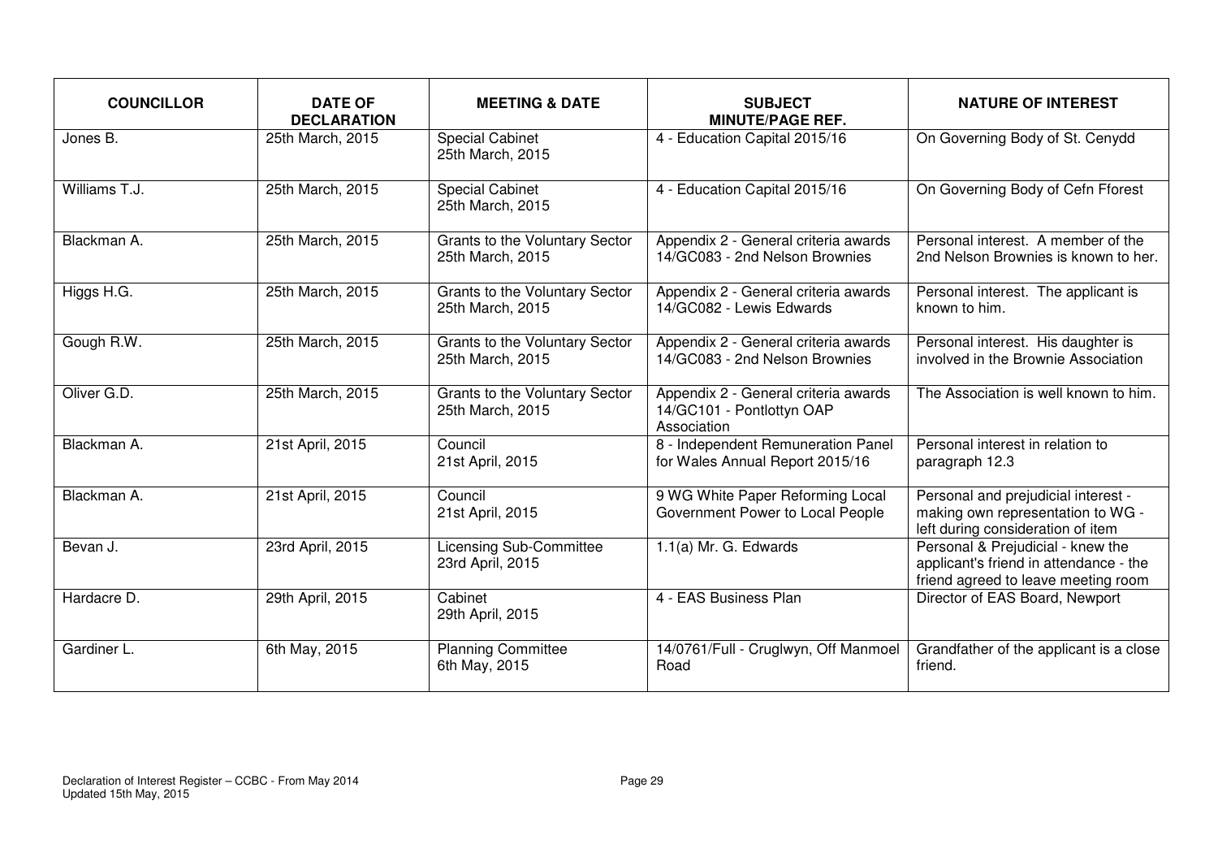| COUNCILLOR | DATE OF DECLARATION | MEETING & DATE | SUBJECT MINUTE/PAGE REF. | NATURE OF INTEREST |
|---|---|---|---|---|
| Jones B. | 25th March, 2015 | Special Cabinet 25th March, 2015 | 4 - Education Capital 2015/16 | On Governing Body of St. Cenydd |
| Williams T.J. | 25th March, 2015 | Special Cabinet 25th March, 2015 | 4 - Education Capital 2015/16 | On Governing Body of Cefn Fforest |
| Blackman A. | 25th March, 2015 | Grants to the Voluntary Sector 25th March, 2015 | Appendix 2 - General criteria awards 14/GC083 - 2nd Nelson Brownies | Personal interest. A member of the 2nd Nelson Brownies is known to her. |
| Higgs H.G. | 25th March, 2015 | Grants to the Voluntary Sector 25th March, 2015 | Appendix 2 - General criteria awards 14/GC082 - Lewis Edwards | Personal interest. The applicant is known to him. |
| Gough R.W. | 25th March, 2015 | Grants to the Voluntary Sector 25th March, 2015 | Appendix 2 - General criteria awards 14/GC083 - 2nd Nelson Brownies | Personal interest. His daughter is involved in the Brownie Association |
| Oliver G.D. | 25th March, 2015 | Grants to the Voluntary Sector 25th March, 2015 | Appendix 2 - General criteria awards 14/GC101 - Pontlottyn OAP Association | The Association is well known to him. |
| Blackman A. | 21st April, 2015 | Council 21st April, 2015 | 8 - Independent Remuneration Panel for Wales Annual Report 2015/16 | Personal interest in relation to paragraph 12.3 |
| Blackman A. | 21st April, 2015 | Council 21st April, 2015 | 9 WG White Paper Reforming Local Government Power to Local People | Personal and prejudicial interest - making own representation to WG - left during consideration of item |
| Bevan J. | 23rd April, 2015 | Licensing Sub-Committee 23rd April, 2015 | 1.1(a) Mr. G. Edwards | Personal & Prejudicial - knew the applicant's friend in attendance - the friend agreed to leave meeting room |
| Hardacre D. | 29th April, 2015 | Cabinet 29th April, 2015 | 4 - EAS Business Plan | Director of EAS Board, Newport |
| Gardiner L. | 6th May, 2015 | Planning Committee 6th May, 2015 | 14/0761/Full - Cruglwyn, Off Manmoel Road | Grandfather of the applicant is a close friend. |